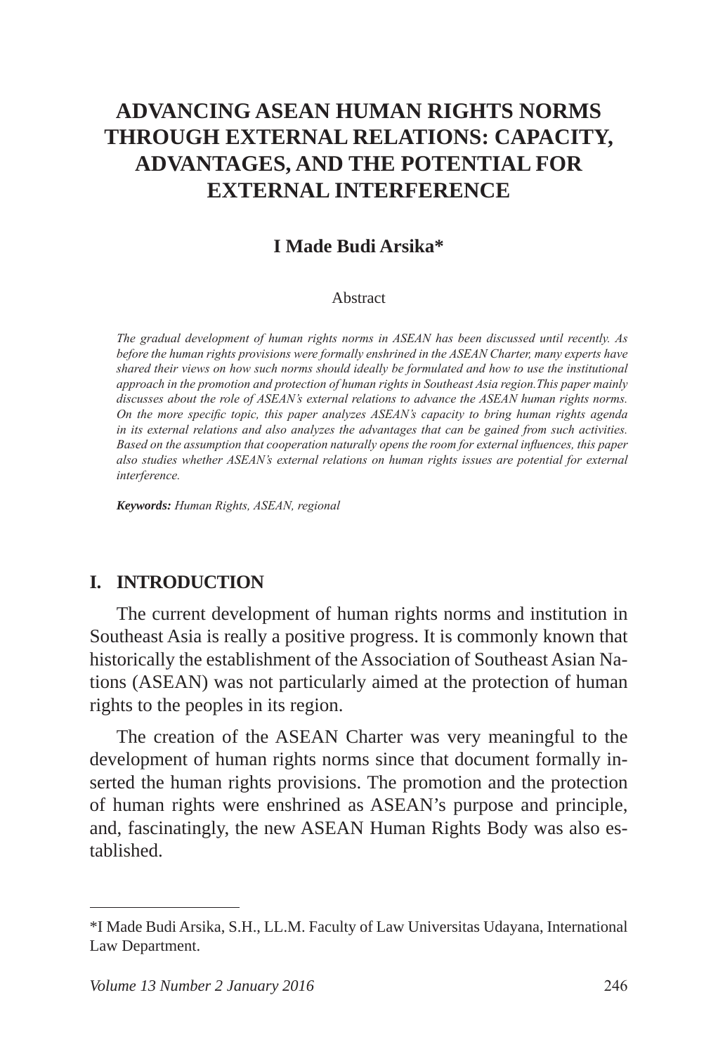# ADVANCING ASEAN HUMAN RIGHTS NORMS THROUGH EXTERNAL RELATIONS: CAPACITY, ADVANTAGES, AND THE POTENTIAL FOR EXTERNAL INTERFERENCE

**I Made Budi Arsika***

Abstract

*The gradual development of human rights norms in ASEAN has been discussed until recently. As before the human rights provisions were formally enshrined in the ASEAN Charter, many experts have shared their views on how such norms should ideally be formulated and how to use the institutional approach in the promotion and protection of human rights in Southeast Asia region.This paper mainly discusses about the role of ASEAN's external relations to advance the ASEAN human rights norms. On the more specific topic, this paper analyzes ASEAN's capacity to bring human rights agenda in its external relations and also analyzes the advantages that can be gained from such activities. Based on the assumption that cooperation naturally opens the room for external influences, this paper also studies whether ASEAN's external relations on human rights issues are potential for external interference.*

***Keywords:*** *Human Rights, ASEAN, regional*

## I. INTRODUCTION

The current development of human rights norms and institution in Southeast Asia is really a positive progress. It is commonly known that historically the establishment of the Association of Southeast Asian Nations (ASEAN) was not particularly aimed at the protection of human rights to the peoples in its region.

The creation of the ASEAN Charter was very meaningful to the development of human rights norms since that document formally inserted the human rights provisions. The promotion and the protection of human rights were enshrined as ASEAN's purpose and principle, and, fascinatingly, the new ASEAN Human Rights Body was also established.

---

*I Made Budi Arsika, S.H., LL.M. Faculty of Law Universitas Udayana, International Law Department.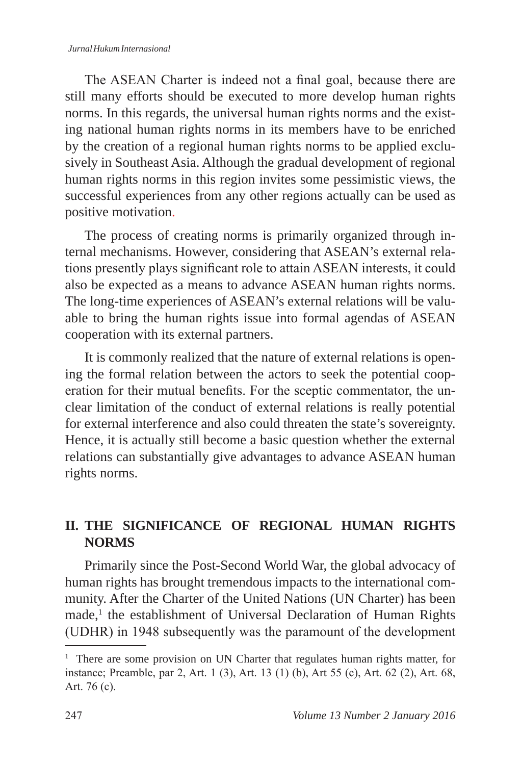The ASEAN Charter is indeed not a final goal, because there are still many efforts should be executed to more develop human rights norms. In this regards, the universal human rights norms and the existing national human rights norms in its members have to be enriched by the creation of a regional human rights norms to be applied exclusively in Southeast Asia. Although the gradual development of regional human rights norms in this region invites some pessimistic views, the successful experiences from any other regions actually can be used as positive motivation.

The process of creating norms is primarily organized through internal mechanisms. However, considering that ASEAN's external relations presently plays significant role to attain ASEAN interests, it could also be expected as a means to advance ASEAN human rights norms. The long-time experiences of ASEAN's external relations will be valuable to bring the human rights issue into formal agendas of ASEAN cooperation with its external partners.

It is commonly realized that the nature of external relations is opening the formal relation between the actors to seek the potential cooperation for their mutual benefits. For the sceptic commentator, the unclear limitation of the conduct of external relations is really potential for external interference and also could threaten the state's sovereignty. Hence, it is actually still become a basic question whether the external relations can substantially give advantages to advance ASEAN human rights norms.

## II. THE SIGNIFICANCE OF REGIONAL HUMAN RIGHTS NORMS

Primarily since the Post-Second World War, the global advocacy of human rights has brought tremendous impacts to the international community. After the Charter of the United Nations (UN Charter) has been made,[1] the establishment of Universal Declaration of Human Rights (UDHR) in 1948 subsequently was the paramount of the development

[1] There are some provision on UN Charter that regulates human rights matter, for instance; Preamble, par 2, Art. 1 (3), Art. 13 (1) (b), Art 55 (c), Art. 62 (2), Art. 68, Art. 76 (c).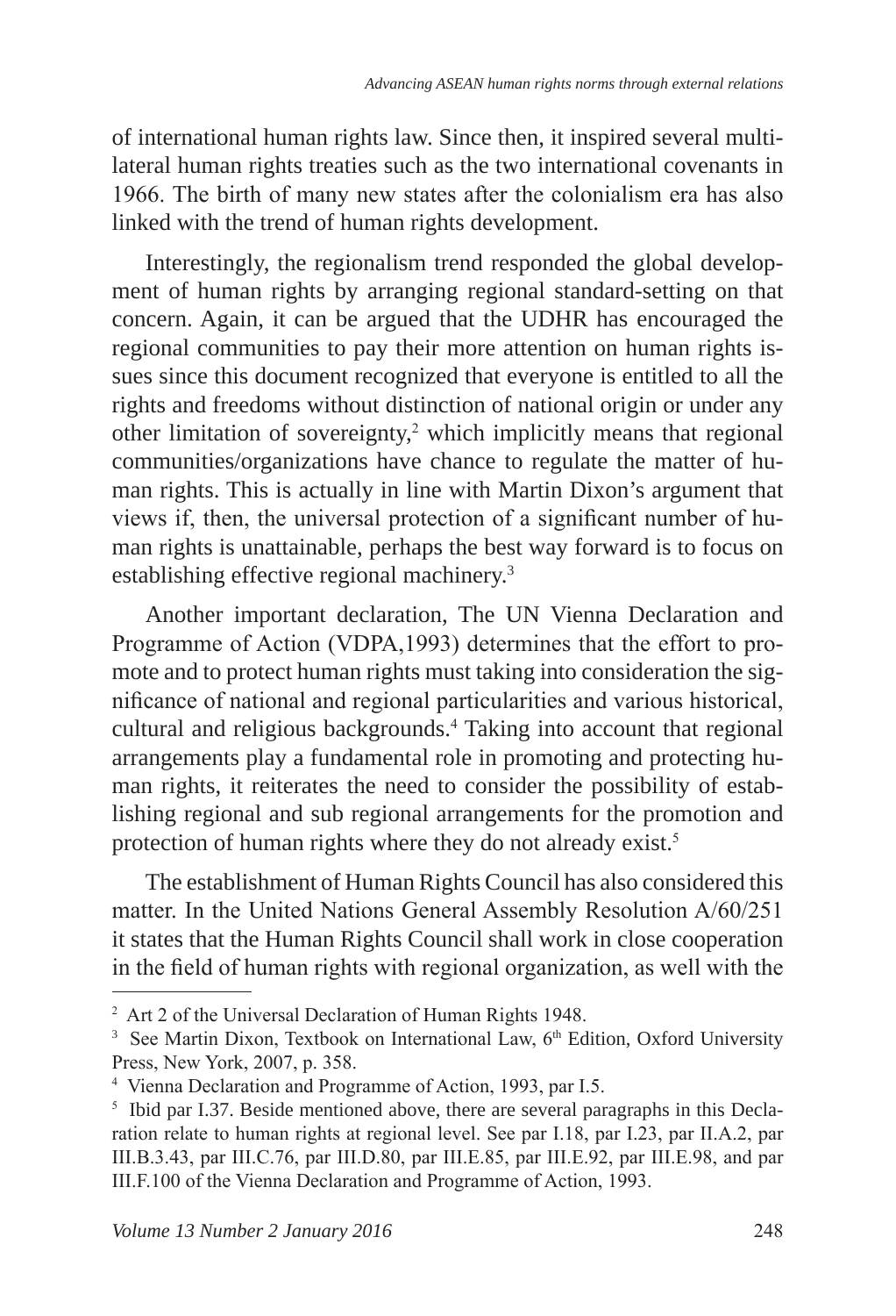of international human rights law. Since then, it inspired several multilateral human rights treaties such as the two international covenants in 1966. The birth of many new states after the colonialism era has also linked with the trend of human rights development.

Interestingly, the regionalism trend responded the global development of human rights by arranging regional standard-setting on that concern. Again, it can be argued that the UDHR has encouraged the regional communities to pay their more attention on human rights issues since this document recognized that everyone is entitled to all the rights and freedoms without distinction of national origin or under any other limitation of sovereignty,[2] which implicitly means that regional communities/organizations have chance to regulate the matter of human rights. This is actually in line with Martin Dixon's argument that views if, then, the universal protection of a significant number of human rights is unattainable, perhaps the best way forward is to focus on establishing effective regional machinery.[3]

Another important declaration, The UN Vienna Declaration and Programme of Action (VDPA,1993) determines that the effort to promote and to protect human rights must taking into consideration the significance of national and regional particularities and various historical, cultural and religious backgrounds.[4] Taking into account that regional arrangements play a fundamental role in promoting and protecting human rights, it reiterates the need to consider the possibility of establishing regional and sub regional arrangements for the promotion and protection of human rights where they do not already exist.[5]

The establishment of Human Rights Council has also considered this matter. In the United Nations General Assembly Resolution A/60/251 it states that the Human Rights Council shall work in close cooperation in the field of human rights with regional organization, as well with the

---

[2] Art 2 of the Universal Declaration of Human Rights 1948.

[3] See Martin Dixon, Textbook on International Law, 6th Edition, Oxford University Press, New York, 2007, p. 358.

[4] Vienna Declaration and Programme of Action, 1993, par I.5.

[5] Ibid par I.37. Beside mentioned above, there are several paragraphs in this Declaration relate to human rights at regional level. See par I.18, par I.23, par II.A.2, par III.B.3.43, par III.C.76, par III.D.80, par III.E.85, par III.E.92, par III.E.98, and par III.F.100 of the Vienna Declaration and Programme of Action, 1993.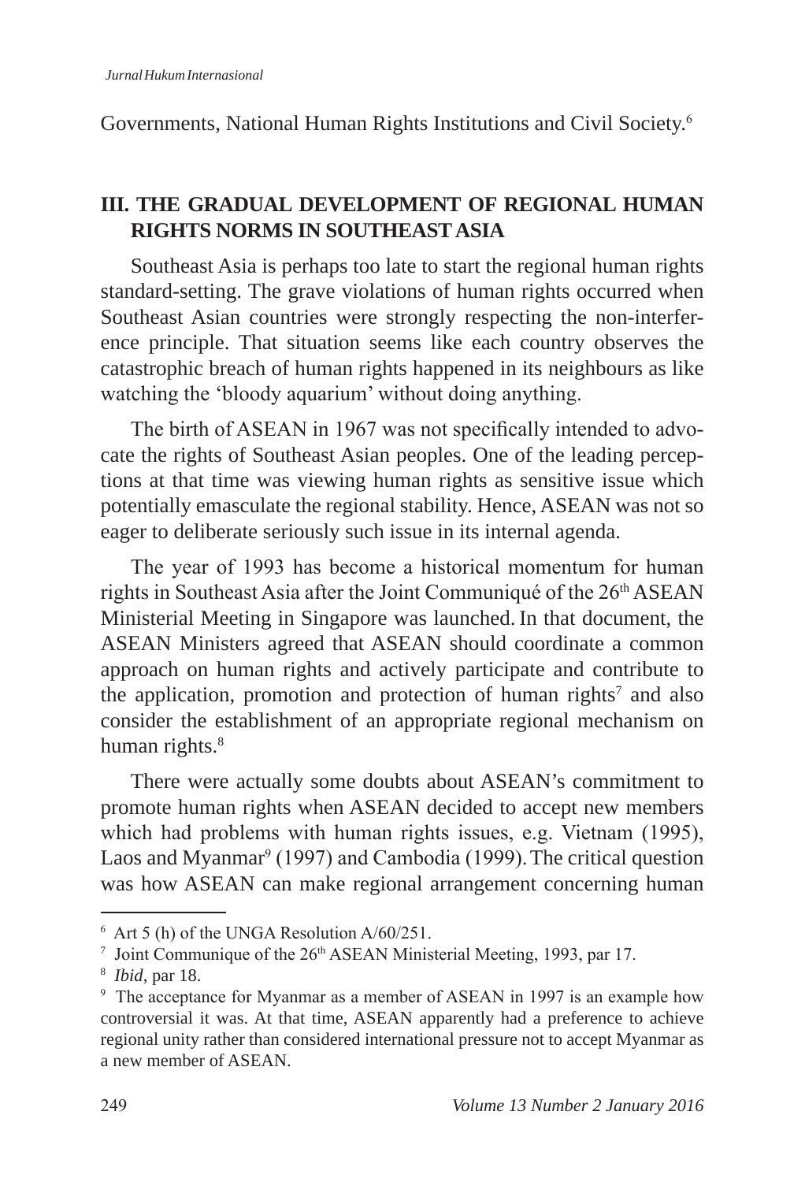Governments, National Human Rights Institutions and Civil Society.[6]

## III. THE GRADUAL DEVELOPMENT OF REGIONAL HUMAN RIGHTS NORMS IN SOUTHEAST ASIA

Southeast Asia is perhaps too late to start the regional human rights standard-setting. The grave violations of human rights occurred when Southeast Asian countries were strongly respecting the non-interference principle. That situation seems like each country observes the catastrophic breach of human rights happened in its neighbours as like watching the 'bloody aquarium' without doing anything.

The birth of ASEAN in 1967 was not specifically intended to advocate the rights of Southeast Asian peoples. One of the leading perceptions at that time was viewing human rights as sensitive issue which potentially emasculate the regional stability. Hence, ASEAN was not so eager to deliberate seriously such issue in its internal agenda.

The year of 1993 has become a historical momentum for human rights in Southeast Asia after the Joint Communiqué of the 26th ASEAN Ministerial Meeting in Singapore was launched. In that document, the ASEAN Ministers agreed that ASEAN should coordinate a common approach on human rights and actively participate and contribute to the application, promotion and protection of human rights[7] and also consider the establishment of an appropriate regional mechanism on human rights.[8]

There were actually some doubts about ASEAN's commitment to promote human rights when ASEAN decided to accept new members which had problems with human rights issues, e.g. Vietnam (1995), Laos and Myanmar[9] (1997) and Cambodia (1999). The critical question was how ASEAN can make regional arrangement concerning human

---

[6] Art 5 (h) of the UNGA Resolution A/60/251.

[7] Joint Communique of the 26th ASEAN Ministerial Meeting, 1993, par 17.

[8] *Ibid*, par 18.

[9] The acceptance for Myanmar as a member of ASEAN in 1997 is an example how controversial it was. At that time, ASEAN apparently had a preference to achieve regional unity rather than considered international pressure not to accept Myanmar as a new member of ASEAN.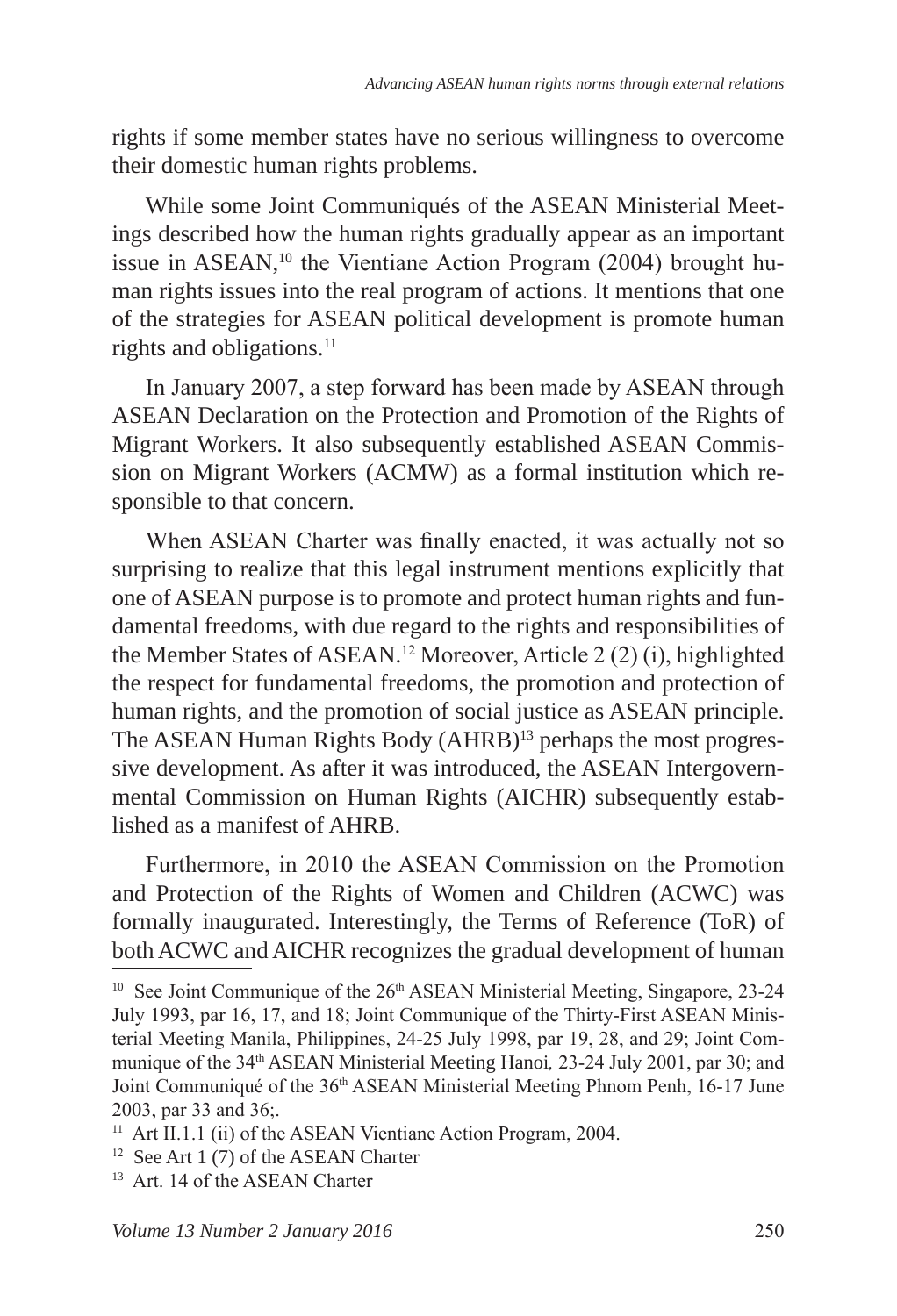rights if some member states have no serious willingness to overcome their domestic human rights problems.

While some Joint Communiqués of the ASEAN Ministerial Meetings described how the human rights gradually appear as an important issue in ASEAN,[10] the Vientiane Action Program (2004) brought human rights issues into the real program of actions. It mentions that one of the strategies for ASEAN political development is promote human rights and obligations.[11]

In January 2007, a step forward has been made by ASEAN through ASEAN Declaration on the Protection and Promotion of the Rights of Migrant Workers. It also subsequently established ASEAN Commission on Migrant Workers (ACMW) as a formal institution which responsible to that concern.

When ASEAN Charter was finally enacted, it was actually not so surprising to realize that this legal instrument mentions explicitly that one of ASEAN purpose is to promote and protect human rights and fundamental freedoms, with due regard to the rights and responsibilities of the Member States of ASEAN.[12] Moreover, Article 2 (2) (i), highlighted the respect for fundamental freedoms, the promotion and protection of human rights, and the promotion of social justice as ASEAN principle. The ASEAN Human Rights Body (AHRB)[13] perhaps the most progressive development. As after it was introduced, the ASEAN Intergovernmental Commission on Human Rights (AICHR) subsequently established as a manifest of AHRB.

Furthermore, in 2010 the ASEAN Commission on the Promotion and Protection of the Rights of Women and Children (ACWC) was formally inaugurated. Interestingly, the Terms of Reference (ToR) of both ACWC and AICHR recognizes the gradual development of human

---

[10] See Joint Communique of the 26th ASEAN Ministerial Meeting, Singapore, 23-24 July 1993, par 16, 17, and 18; Joint Communique of the Thirty-First ASEAN Ministerial Meeting Manila, Philippines, 24-25 July 1998, par 19, 28, and 29; Joint Communique of the 34th ASEAN Ministerial Meeting Hanoi, 23-24 July 2001, par 30; and Joint Communiqué of the 36th ASEAN Ministerial Meeting Phnom Penh, 16-17 June 2003, par 33 and 36;.

[11] Art II.1.1 (ii) of the ASEAN Vientiane Action Program, 2004.

[12] See Art 1 (7) of the ASEAN Charter

[13] Art. 14 of the ASEAN Charter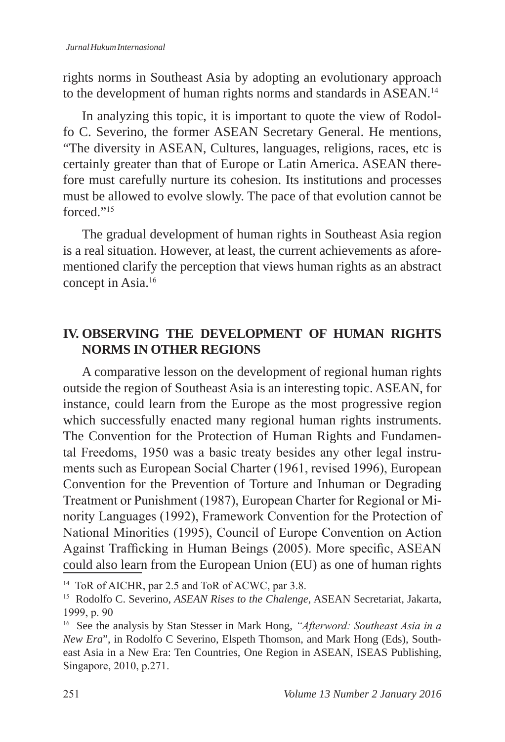rights norms in Southeast Asia by adopting an evolutionary approach to the development of human rights norms and standards in ASEAN.[14]

In analyzing this topic, it is important to quote the view of Rodolfo C. Severino, the former ASEAN Secretary General. He mentions, "The diversity in ASEAN, Cultures, languages, religions, races, etc is certainly greater than that of Europe or Latin America. ASEAN therefore must carefully nurture its cohesion. Its institutions and processes must be allowed to evolve slowly. The pace of that evolution cannot be forced."[15]

The gradual development of human rights in Southeast Asia region is a real situation. However, at least, the current achievements as aforementioned clarify the perception that views human rights as an abstract concept in Asia.[16]

## IV. OBSERVING THE DEVELOPMENT OF HUMAN RIGHTS NORMS IN OTHER REGIONS

A comparative lesson on the development of regional human rights outside the region of Southeast Asia is an interesting topic. ASEAN, for instance, could learn from the Europe as the most progressive region which successfully enacted many regional human rights instruments. The Convention for the Protection of Human Rights and Fundamental Freedoms, 1950 was a basic treaty besides any other legal instruments such as European Social Charter (1961, revised 1996), European Convention for the Prevention of Torture and Inhuman or Degrading Treatment or Punishment (1987), European Charter for Regional or Minority Languages (1992), Framework Convention for the Protection of National Minorities (1995), Council of Europe Convention on Action Against Trafficking in Human Beings (2005). More specific, ASEAN could also learn from the European Union (EU) as one of human rights

---

[14] ToR of AICHR, par 2.5 and ToR of ACWC, par 3.8.

[15] Rodolfo C. Severino, *ASEAN Rises to the Chalenge*, ASEAN Secretariat, Jakarta, 1999, p. 90

[16] See the analysis by Stan Stesser in Mark Hong, *"Afterword: Southeast Asia in a New Era"*, in Rodolfo C Severino, Elspeth Thomson, and Mark Hong (Eds), Southeast Asia in a New Era: Ten Countries, One Region in ASEAN, ISEAS Publishing, Singapore, 2010, p.271.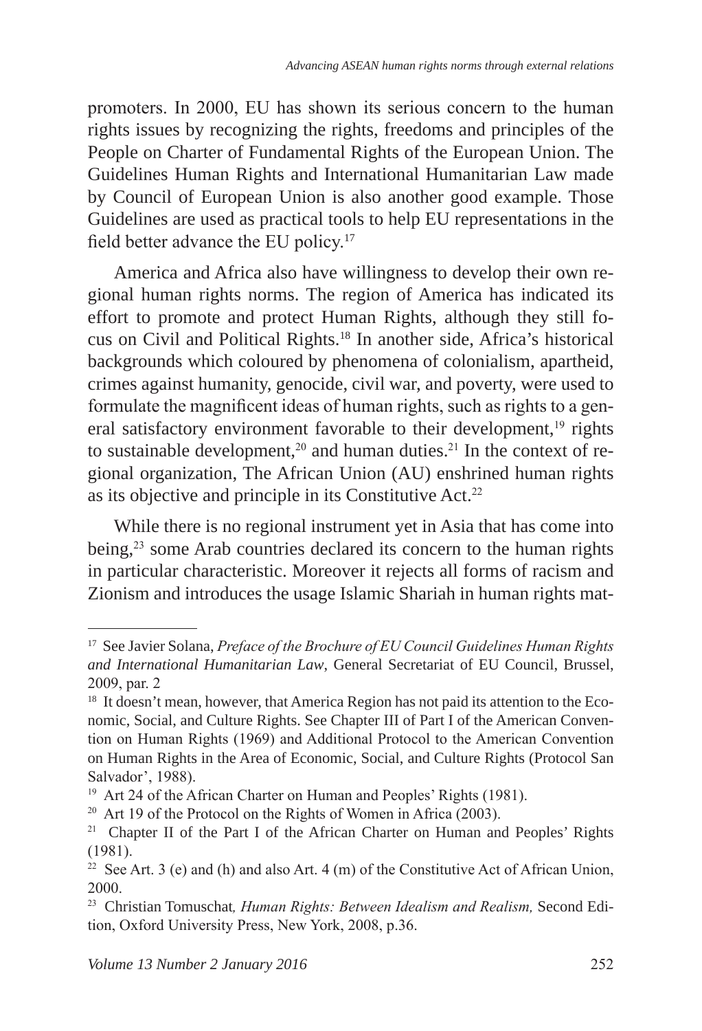promoters. In 2000, EU has shown its serious concern to the human rights issues by recognizing the rights, freedoms and principles of the People on Charter of Fundamental Rights of the European Union. The Guidelines Human Rights and International Humanitarian Law made by Council of European Union is also another good example. Those Guidelines are used as practical tools to help EU representations in the field better advance the EU policy.[17]

America and Africa also have willingness to develop their own regional human rights norms. The region of America has indicated its effort to promote and protect Human Rights, although they still focus on Civil and Political Rights.[18] In another side, Africa's historical backgrounds which coloured by phenomena of colonialism, apartheid, crimes against humanity, genocide, civil war, and poverty, were used to formulate the magnificent ideas of human rights, such as rights to a general satisfactory environment favorable to their development,[19] rights to sustainable development,[20] and human duties.[21] In the context of regional organization, The African Union (AU) enshrined human rights as its objective and principle in its Constitutive Act.[22]

While there is no regional instrument yet in Asia that has come into being,[23] some Arab countries declared its concern to the human rights in particular characteristic. Moreover it rejects all forms of racism and Zionism and introduces the usage Islamic Shariah in human rights mat-

---

[17] See Javier Solana, *Preface of the Brochure of EU Council Guidelines Human Rights and International Humanitarian Law*, General Secretariat of EU Council, Brussel, 2009, par. 2

[18] It doesn't mean, however, that America Region has not paid its attention to the Economic, Social, and Culture Rights. See Chapter III of Part I of the American Convention on Human Rights (1969) and Additional Protocol to the American Convention on Human Rights in the Area of Economic, Social, and Culture Rights (Protocol San Salvador', 1988).

[19] Art 24 of the African Charter on Human and Peoples' Rights (1981).

[20] Art 19 of the Protocol on the Rights of Women in Africa (2003).

[21] Chapter II of the Part I of the African Charter on Human and Peoples' Rights (1981).

[22] See Art. 3 (e) and (h) and also Art. 4 (m) of the Constitutive Act of African Union, 2000.

[23] Christian Tomuschat*, Human Rights: Between Idealism and Realism,* Second Edition, Oxford University Press, New York, 2008, p.36.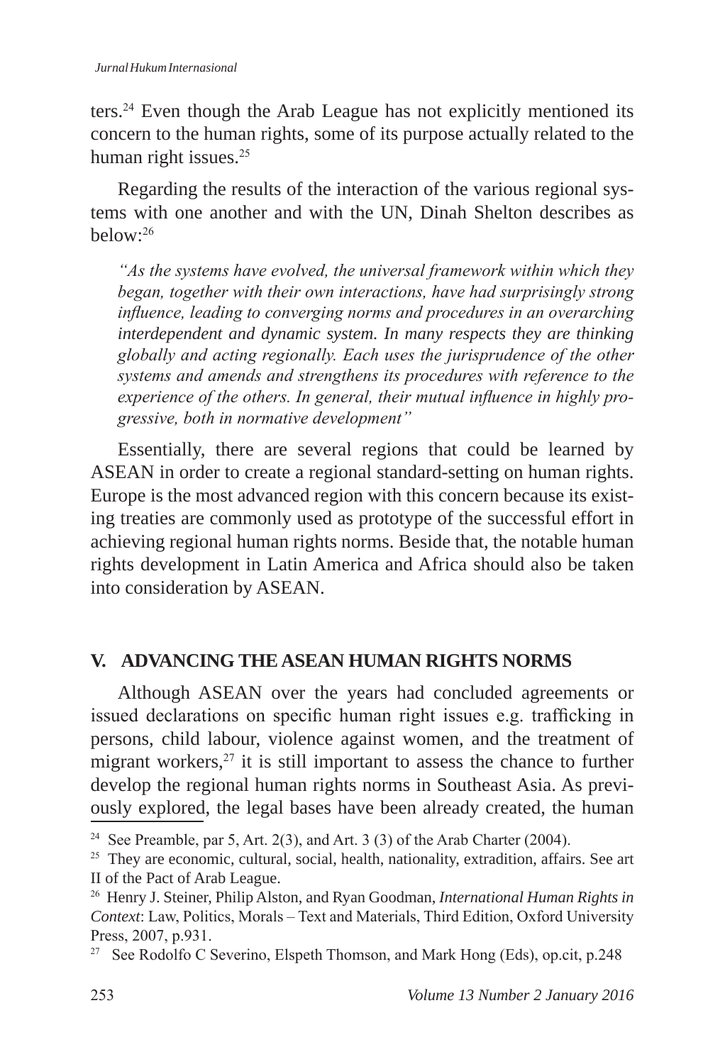ters.[24] Even though the Arab League has not explicitly mentioned its concern to the human rights, some of its purpose actually related to the human right issues.[25]

Regarding the results of the interaction of the various regional systems with one another and with the UN, Dinah Shelton describes as below:[26]

> *"As the systems have evolved, the universal framework within which they began, together with their own interactions, have had surprisingly strong influence, leading to converging norms and procedures in an overarching interdependent and dynamic system. In many respects they are thinking globally and acting regionally. Each uses the jurisprudence of the other systems and amends and strengthens its procedures with reference to the experience of the others. In general, their mutual influence in highly progressive, both in normative development"*

Essentially, there are several regions that could be learned by ASEAN in order to create a regional standard-setting on human rights. Europe is the most advanced region with this concern because its existing treaties are commonly used as prototype of the successful effort in achieving regional human rights norms. Beside that, the notable human rights development in Latin America and Africa should also be taken into consideration by ASEAN.

## V. ADVANCING THE ASEAN HUMAN RIGHTS NORMS

Although ASEAN over the years had concluded agreements or issued declarations on specific human right issues e.g. trafficking in persons, child labour, violence against women, and the treatment of migrant workers,[27] it is still important to assess the chance to further develop the regional human rights norms in Southeast Asia. As previously explored, the legal bases have been already created, the human

---

[24] See Preamble, par 5, Art. 2(3), and Art. 3 (3) of the Arab Charter (2004).

[25] They are economic, cultural, social, health, nationality, extradition, affairs. See art II of the Pact of Arab League.

[26] Henry J. Steiner, Philip Alston, and Ryan Goodman, *International Human Rights in Context*: Law, Politics, Morals – Text and Materials, Third Edition, Oxford University Press, 2007, p.931.

[27] See Rodolfo C Severino, Elspeth Thomson, and Mark Hong (Eds), op.cit, p.248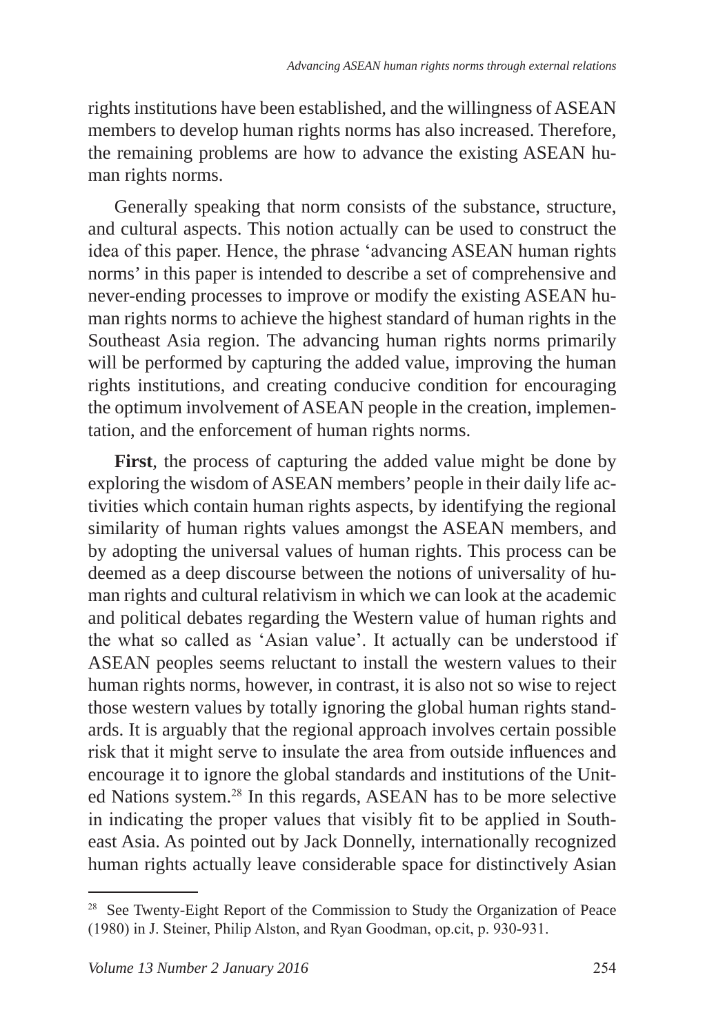rights institutions have been established, and the willingness of ASEAN members to develop human rights norms has also increased. Therefore, the remaining problems are how to advance the existing ASEAN human rights norms.

Generally speaking that norm consists of the substance, structure, and cultural aspects. This notion actually can be used to construct the idea of this paper. Hence, the phrase 'advancing ASEAN human rights norms' in this paper is intended to describe a set of comprehensive and never-ending processes to improve or modify the existing ASEAN human rights norms to achieve the highest standard of human rights in the Southeast Asia region. The advancing human rights norms primarily will be performed by capturing the added value, improving the human rights institutions, and creating conducive condition for encouraging the optimum involvement of ASEAN people in the creation, implementation, and the enforcement of human rights norms.

**First**, the process of capturing the added value might be done by exploring the wisdom of ASEAN members' people in their daily life activities which contain human rights aspects, by identifying the regional similarity of human rights values amongst the ASEAN members, and by adopting the universal values of human rights. This process can be deemed as a deep discourse between the notions of universality of human rights and cultural relativism in which we can look at the academic and political debates regarding the Western value of human rights and the what so called as 'Asian value'. It actually can be understood if ASEAN peoples seems reluctant to install the western values to their human rights norms, however, in contrast, it is also not so wise to reject those western values by totally ignoring the global human rights standards. It is arguably that the regional approach involves certain possible risk that it might serve to insulate the area from outside influences and encourage it to ignore the global standards and institutions of the United Nations system.[28] In this regards, ASEAN has to be more selective in indicating the proper values that visibly fit to be applied in Southeast Asia. As pointed out by Jack Donnelly, internationally recognized human rights actually leave considerable space for distinctively Asian

[28] See Twenty-Eight Report of the Commission to Study the Organization of Peace (1980) in J. Steiner, Philip Alston, and Ryan Goodman, op.cit, p. 930-931.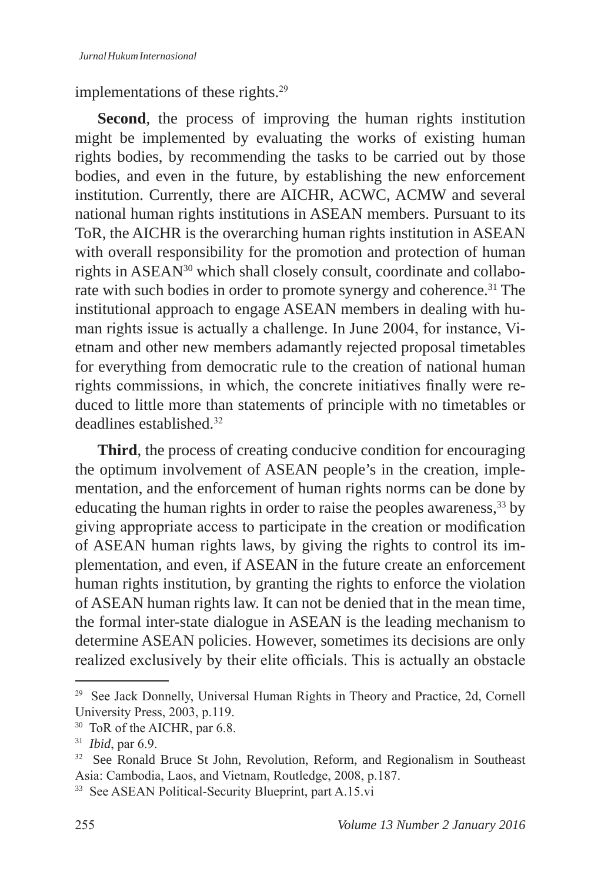implementations of these rights.[29]

**Second**, the process of improving the human rights institution might be implemented by evaluating the works of existing human rights bodies, by recommending the tasks to be carried out by those bodies, and even in the future, by establishing the new enforcement institution. Currently, there are AICHR, ACWC, ACMW and several national human rights institutions in ASEAN members. Pursuant to its ToR, the AICHR is the overarching human rights institution in ASEAN with overall responsibility for the promotion and protection of human rights in ASEAN[30] which shall closely consult, coordinate and collaborate with such bodies in order to promote synergy and coherence.[31] The institutional approach to engage ASEAN members in dealing with human rights issue is actually a challenge. In June 2004, for instance, Vietnam and other new members adamantly rejected proposal timetables for everything from democratic rule to the creation of national human rights commissions, in which, the concrete initiatives finally were reduced to little more than statements of principle with no timetables or deadlines established.[32]

**Third**, the process of creating conducive condition for encouraging the optimum involvement of ASEAN people's in the creation, implementation, and the enforcement of human rights norms can be done by educating the human rights in order to raise the peoples awareness,[33] by giving appropriate access to participate in the creation or modification of ASEAN human rights laws, by giving the rights to control its implementation, and even, if ASEAN in the future create an enforcement human rights institution, by granting the rights to enforce the violation of ASEAN human rights law. It can not be denied that in the mean time, the formal inter-state dialogue in ASEAN is the leading mechanism to determine ASEAN policies. However, sometimes its decisions are only realized exclusively by their elite officials. This is actually an obstacle

---

[29] See Jack Donnelly, Universal Human Rights in Theory and Practice, 2d, Cornell University Press, 2003, p.119.

[30] ToR of the AICHR, par 6.8.

[31] *Ibid*, par 6.9.

[32] See Ronald Bruce St John, Revolution, Reform, and Regionalism in Southeast Asia: Cambodia, Laos, and Vietnam, Routledge, 2008, p.187.

[33] See ASEAN Political-Security Blueprint, part A.15.vi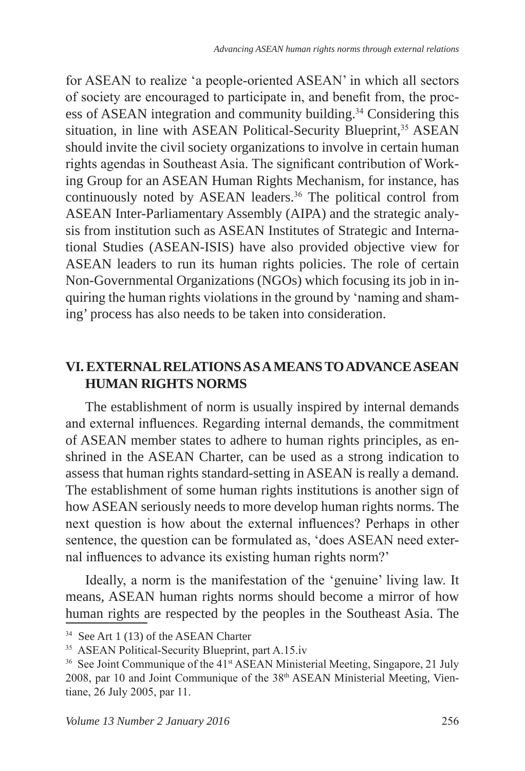for ASEAN to realize 'a people-oriented ASEAN' in which all sectors of society are encouraged to participate in, and benefit from, the process of ASEAN integration and community building.[34] Considering this situation, in line with ASEAN Political-Security Blueprint,[35] ASEAN should invite the civil society organizations to involve in certain human rights agendas in Southeast Asia. The significant contribution of Working Group for an ASEAN Human Rights Mechanism, for instance, has continuously noted by ASEAN leaders.[36] The political control from ASEAN Inter-Parliamentary Assembly (AIPA) and the strategic analysis from institution such as ASEAN Institutes of Strategic and International Studies (ASEAN-ISIS) have also provided objective view for ASEAN leaders to run its human rights policies. The role of certain Non-Governmental Organizations (NGOs) which focusing its job in inquiring the human rights violations in the ground by 'naming and shaming' process has also needs to be taken into consideration.

## VI. EXTERNAL RELATIONS AS A MEANS TO ADVANCE ASEAN HUMAN RIGHTS NORMS

The establishment of norm is usually inspired by internal demands and external influences. Regarding internal demands, the commitment of ASEAN member states to adhere to human rights principles, as enshrined in the ASEAN Charter, can be used as a strong indication to assess that human rights standard-setting in ASEAN is really a demand. The establishment of some human rights institutions is another sign of how ASEAN seriously needs to more develop human rights norms. The next question is how about the external influences? Perhaps in other sentence, the question can be formulated as, 'does ASEAN need external influences to advance its existing human rights norm?'

Ideally, a norm is the manifestation of the 'genuine' living law. It means, ASEAN human rights norms should become a mirror of how human rights are respected by the peoples in the Southeast Asia. The

---

[34] See Art 1 (13) of the ASEAN Charter

[35] ASEAN Political-Security Blueprint, part A.15.iv

[36] See Joint Communique of the 41st ASEAN Ministerial Meeting, Singapore, 21 July 2008, par 10 and Joint Communique of the 38th ASEAN Ministerial Meeting, Vientiane, 26 July 2005, par 11.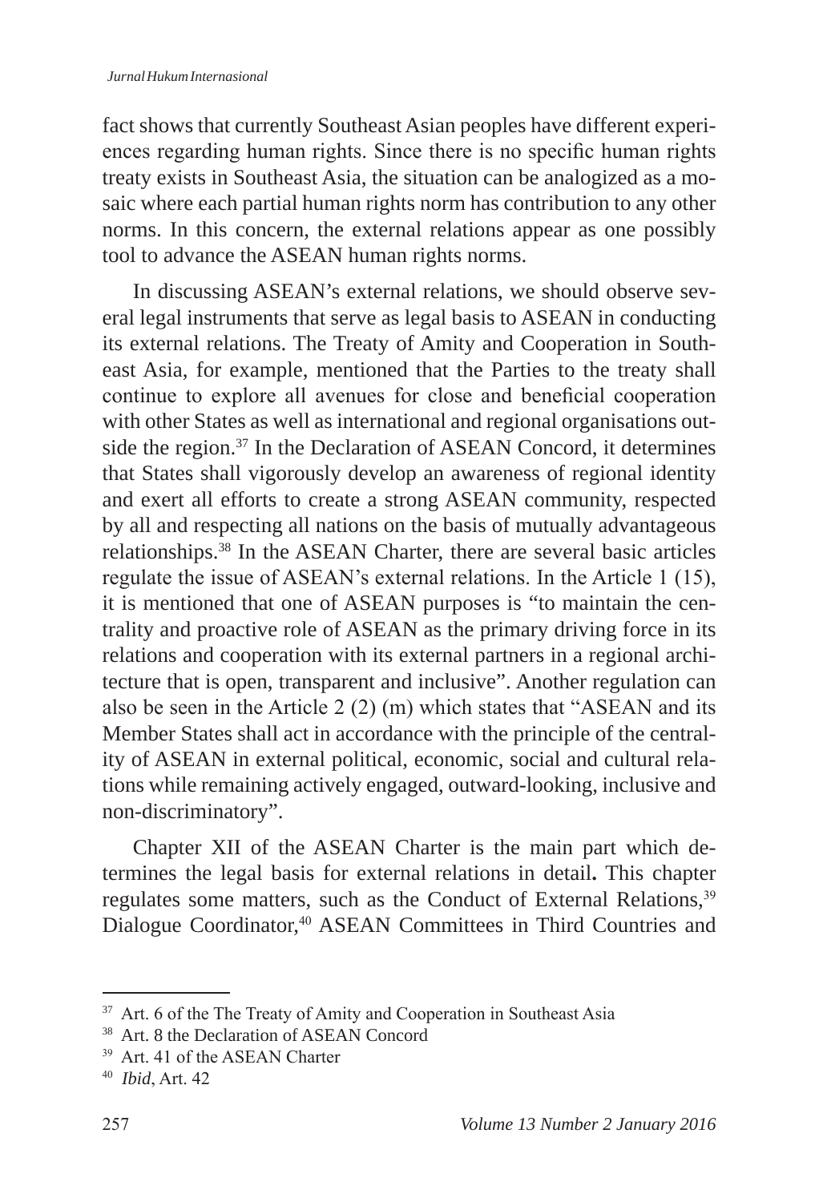fact shows that currently Southeast Asian peoples have different experiences regarding human rights. Since there is no specific human rights treaty exists in Southeast Asia, the situation can be analogized as a mosaic where each partial human rights norm has contribution to any other norms. In this concern, the external relations appear as one possibly tool to advance the ASEAN human rights norms.

In discussing ASEAN's external relations, we should observe several legal instruments that serve as legal basis to ASEAN in conducting its external relations. The Treaty of Amity and Cooperation in Southeast Asia, for example, mentioned that the Parties to the treaty shall continue to explore all avenues for close and beneficial cooperation with other States as well as international and regional organisations outside the region.[37] In the Declaration of ASEAN Concord, it determines that States shall vigorously develop an awareness of regional identity and exert all efforts to create a strong ASEAN community, respected by all and respecting all nations on the basis of mutually advantageous relationships.[38] In the ASEAN Charter, there are several basic articles regulate the issue of ASEAN's external relations. In the Article 1 (15), it is mentioned that one of ASEAN purposes is "to maintain the centrality and proactive role of ASEAN as the primary driving force in its relations and cooperation with its external partners in a regional architecture that is open, transparent and inclusive". Another regulation can also be seen in the Article 2 (2) (m) which states that "ASEAN and its Member States shall act in accordance with the principle of the centrality of ASEAN in external political, economic, social and cultural relations while remaining actively engaged, outward-looking, inclusive and non-discriminatory".

Chapter XII of the ASEAN Charter is the main part which determines the legal basis for external relations in detail**.** This chapter regulates some matters, such as the Conduct of External Relations,[39] Dialogue Coordinator,[40] ASEAN Committees in Third Countries and

---

[37] Art. 6 of the The Treaty of Amity and Cooperation in Southeast Asia

[38] Art. 8 the Declaration of ASEAN Concord

[39] Art. 41 of the ASEAN Charter

[40] *Ibid*, Art. 42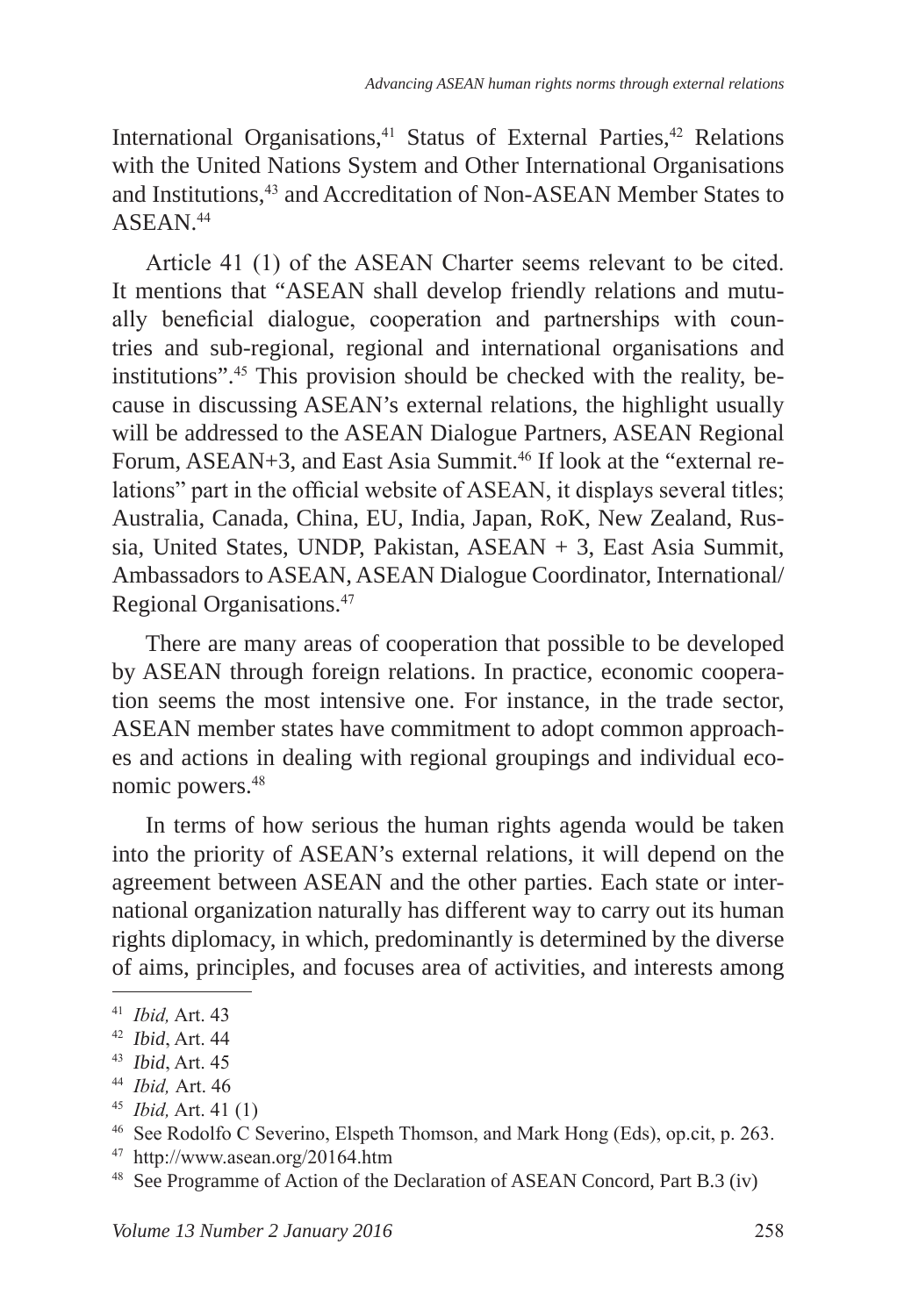International Organisations,[41] Status of External Parties,[42] Relations with the United Nations System and Other International Organisations and Institutions,[43] and Accreditation of Non-ASEAN Member States to ASEAN.[44]

Article 41 (1) of the ASEAN Charter seems relevant to be cited. It mentions that "ASEAN shall develop friendly relations and mutually beneficial dialogue, cooperation and partnerships with countries and sub-regional, regional and international organisations and institutions".[45] This provision should be checked with the reality, because in discussing ASEAN's external relations, the highlight usually will be addressed to the ASEAN Dialogue Partners, ASEAN Regional Forum, ASEAN+3, and East Asia Summit.[46] If look at the "external relations" part in the official website of ASEAN, it displays several titles; Australia, Canada, China, EU, India, Japan, RoK, New Zealand, Russia, United States, UNDP, Pakistan, ASEAN + 3, East Asia Summit, Ambassadors to ASEAN, ASEAN Dialogue Coordinator, International/ Regional Organisations.[47]

There are many areas of cooperation that possible to be developed by ASEAN through foreign relations. In practice, economic cooperation seems the most intensive one. For instance, in the trade sector, ASEAN member states have commitment to adopt common approaches and actions in dealing with regional groupings and individual economic powers.[48]

In terms of how serious the human rights agenda would be taken into the priority of ASEAN's external relations, it will depend on the agreement between ASEAN and the other parties. Each state or international organization naturally has different way to carry out its human rights diplomacy, in which, predominantly is determined by the diverse of aims, principles, and focuses area of activities, and interests among

---

[41] *Ibid,* Art. 43

[42] *Ibid*, Art. 44

[43] *Ibid*, Art. 45

[44] *Ibid,* Art. 46

[45] *Ibid,* Art. 41 (1)

[46] See Rodolfo C Severino, Elspeth Thomson, and Mark Hong (Eds), op.cit, p. 263.

[47] http://www.asean.org/20164.htm

[48] See Programme of Action of the Declaration of ASEAN Concord, Part B.3 (iv)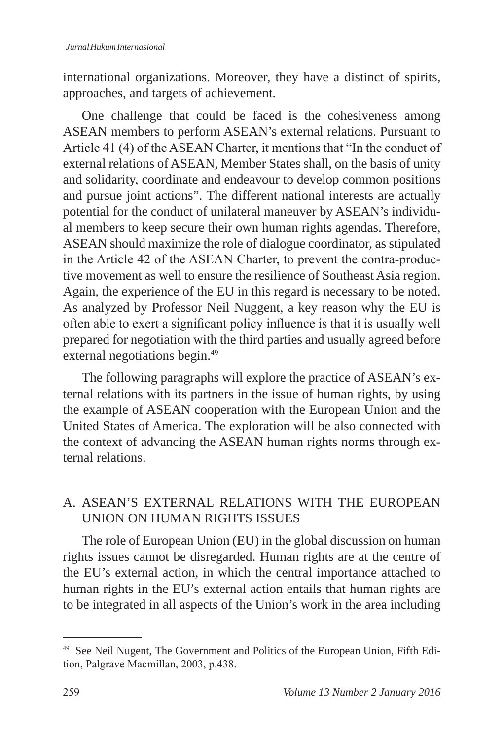international organizations. Moreover, they have a distinct of spirits, approaches, and targets of achievement.

One challenge that could be faced is the cohesiveness among ASEAN members to perform ASEAN's external relations. Pursuant to Article 41 (4) of the ASEAN Charter, it mentions that "In the conduct of external relations of ASEAN, Member States shall, on the basis of unity and solidarity, coordinate and endeavour to develop common positions and pursue joint actions". The different national interests are actually potential for the conduct of unilateral maneuver by ASEAN's individual members to keep secure their own human rights agendas. Therefore, ASEAN should maximize the role of dialogue coordinator, as stipulated in the Article 42 of the ASEAN Charter, to prevent the contra-productive movement as well to ensure the resilience of Southeast Asia region. Again, the experience of the EU in this regard is necessary to be noted. As analyzed by Professor Neil Nuggent, a key reason why the EU is often able to exert a significant policy influence is that it is usually well prepared for negotiation with the third parties and usually agreed before external negotiations begin.[49]

The following paragraphs will explore the practice of ASEAN's external relations with its partners in the issue of human rights, by using the example of ASEAN cooperation with the European Union and the United States of America. The exploration will be also connected with the context of advancing the ASEAN human rights norms through external relations.

## A. ASEAN'S EXTERNAL RELATIONS WITH THE EUROPEAN UNION ON HUMAN RIGHTS ISSUES

The role of European Union (EU) in the global discussion on human rights issues cannot be disregarded. Human rights are at the centre of the EU's external action, in which the central importance attached to human rights in the EU's external action entails that human rights are to be integrated in all aspects of the Union's work in the area including

---

[49] See Neil Nugent, The Government and Politics of the European Union, Fifth Edition, Palgrave Macmillan, 2003, p.438.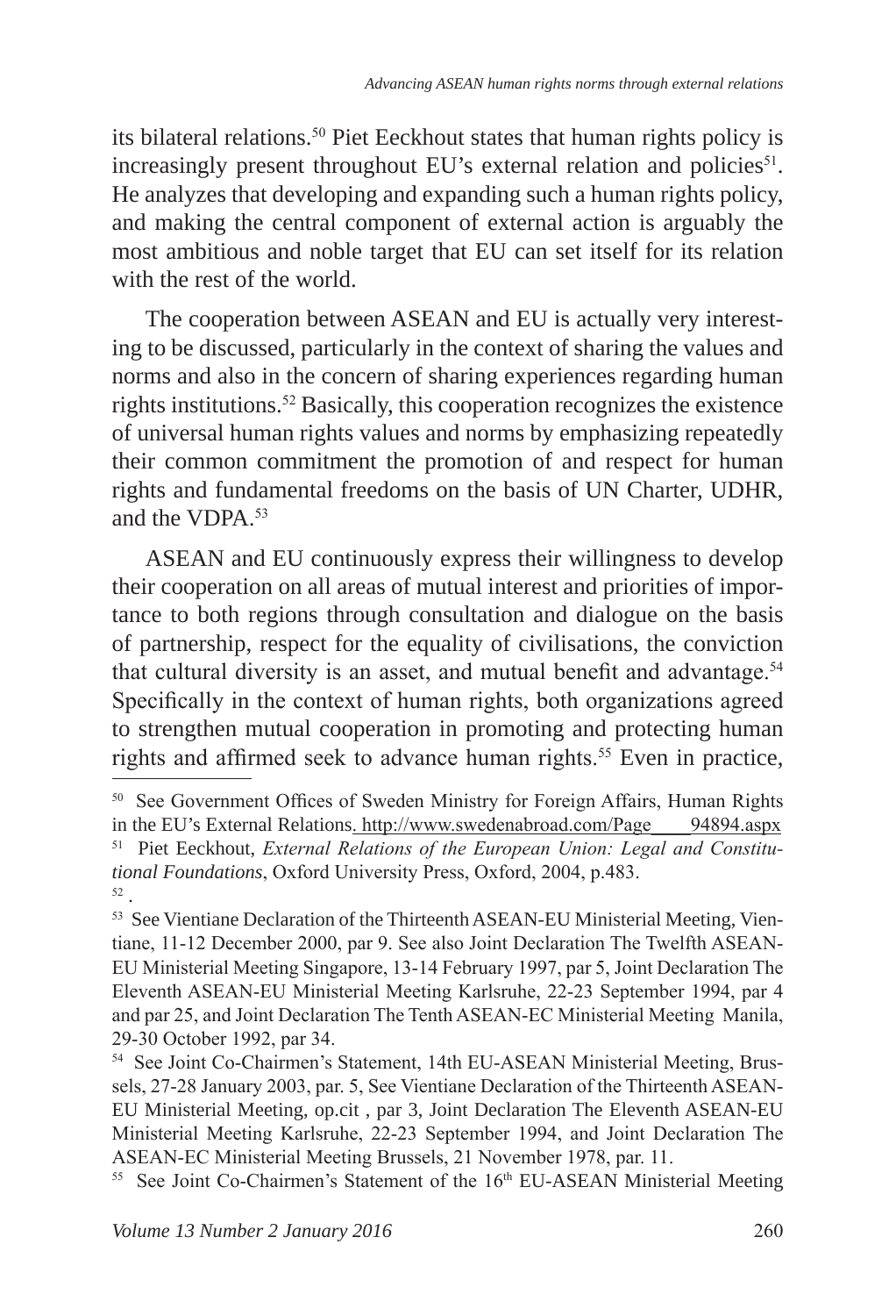its bilateral relations.[50] Piet Eeckhout states that human rights policy is increasingly present throughout EU's external relation and policies[51]. He analyzes that developing and expanding such a human rights policy, and making the central component of external action is arguably the most ambitious and noble target that EU can set itself for its relation with the rest of the world.

The cooperation between ASEAN and EU is actually very interesting to be discussed, particularly in the context of sharing the values and norms and also in the concern of sharing experiences regarding human rights institutions.[52] Basically, this cooperation recognizes the existence of universal human rights values and norms by emphasizing repeatedly their common commitment the promotion of and respect for human rights and fundamental freedoms on the basis of UN Charter, UDHR, and the VDPA.[53]

ASEAN and EU continuously express their willingness to develop their cooperation on all areas of mutual interest and priorities of importance to both regions through consultation and dialogue on the basis of partnership, respect for the equality of civilisations, the conviction that cultural diversity is an asset, and mutual benefit and advantage.[54] Specifically in the context of human rights, both organizations agreed to strengthen mutual cooperation in promoting and protecting human rights and affirmed seek to advance human rights.[55] Even in practice,

---

[50] See Government Offices of Sweden Ministry for Foreign Affairs, Human Rights in the EU's External Relations. http://www.swedenabroad.com/Page____94894.aspx

[51] Piet Eeckhout, *External Relations of the European Union: Legal and Constitutional Foundations*, Oxford University Press, Oxford, 2004, p.483.

[52] .

[53] See Vientiane Declaration of the Thirteenth ASEAN-EU Ministerial Meeting, Vientiane, 11-12 December 2000, par 9. See also Joint Declaration The Twelfth ASEAN-EU Ministerial Meeting Singapore, 13-14 February 1997, par 5, Joint Declaration The Eleventh ASEAN-EU Ministerial Meeting Karlsruhe, 22-23 September 1994, par 4 and par 25, and Joint Declaration The Tenth ASEAN-EC Ministerial Meeting Manila, 29-30 October 1992, par 34.

[54] See Joint Co-Chairmen's Statement, 14th EU-ASEAN Ministerial Meeting, Brussels, 27-28 January 2003, par. 5, See Vientiane Declaration of the Thirteenth ASEAN-EU Ministerial Meeting, op.cit , par 3, Joint Declaration The Eleventh ASEAN-EU Ministerial Meeting Karlsruhe, 22-23 September 1994, and Joint Declaration The ASEAN-EC Ministerial Meeting Brussels, 21 November 1978, par. 11.

[55] See Joint Co-Chairmen's Statement of the 16th EU-ASEAN Ministerial Meeting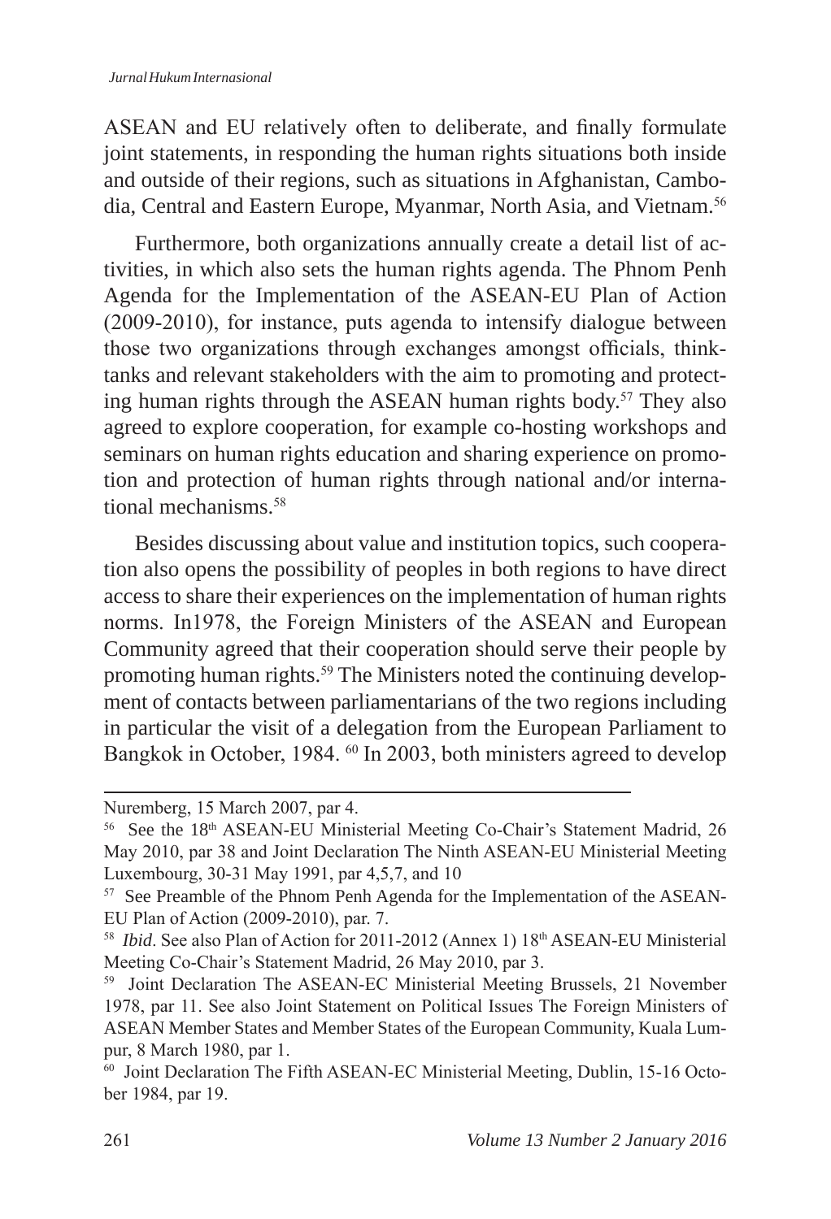ASEAN and EU relatively often to deliberate, and finally formulate joint statements, in responding the human rights situations both inside and outside of their regions, such as situations in Afghanistan, Cambodia, Central and Eastern Europe, Myanmar, North Asia, and Vietnam.[56]

Furthermore, both organizations annually create a detail list of activities, in which also sets the human rights agenda. The Phnom Penh Agenda for the Implementation of the ASEAN-EU Plan of Action (2009-2010), for instance, puts agenda to intensify dialogue between those two organizations through exchanges amongst officials, think-tanks and relevant stakeholders with the aim to promoting and protecting human rights through the ASEAN human rights body.[57] They also agreed to explore cooperation, for example co-hosting workshops and seminars on human rights education and sharing experience on promotion and protection of human rights through national and/or international mechanisms.[58]

Besides discussing about value and institution topics, such cooperation also opens the possibility of peoples in both regions to have direct access to share their experiences on the implementation of human rights norms. In1978, the Foreign Ministers of the ASEAN and European Community agreed that their cooperation should serve their people by promoting human rights.[59] The Ministers noted the continuing development of contacts between parliamentarians of the two regions including in particular the visit of a delegation from the European Parliament to Bangkok in October, 1984. [60] In 2003, both ministers agreed to develop

---

Nuremberg, 15 March 2007, par 4.

[56] See the 18th ASEAN-EU Ministerial Meeting Co-Chair's Statement Madrid, 26 May 2010, par 38 and Joint Declaration The Ninth ASEAN-EU Ministerial Meeting Luxembourg, 30-31 May 1991, par 4,5,7, and 10

[57] See Preamble of the Phnom Penh Agenda for the Implementation of the ASEAN-EU Plan of Action (2009-2010), par. 7.

[58] *Ibid*. See also Plan of Action for 2011-2012 (Annex 1) 18th ASEAN-EU Ministerial Meeting Co-Chair's Statement Madrid, 26 May 2010, par 3.

[59] Joint Declaration The ASEAN-EC Ministerial Meeting Brussels, 21 November 1978, par 11. See also Joint Statement on Political Issues The Foreign Ministers of ASEAN Member States and Member States of the European Community, Kuala Lumpur, 8 March 1980, par 1.

[60] Joint Declaration The Fifth ASEAN-EC Ministerial Meeting, Dublin, 15-16 October 1984, par 19.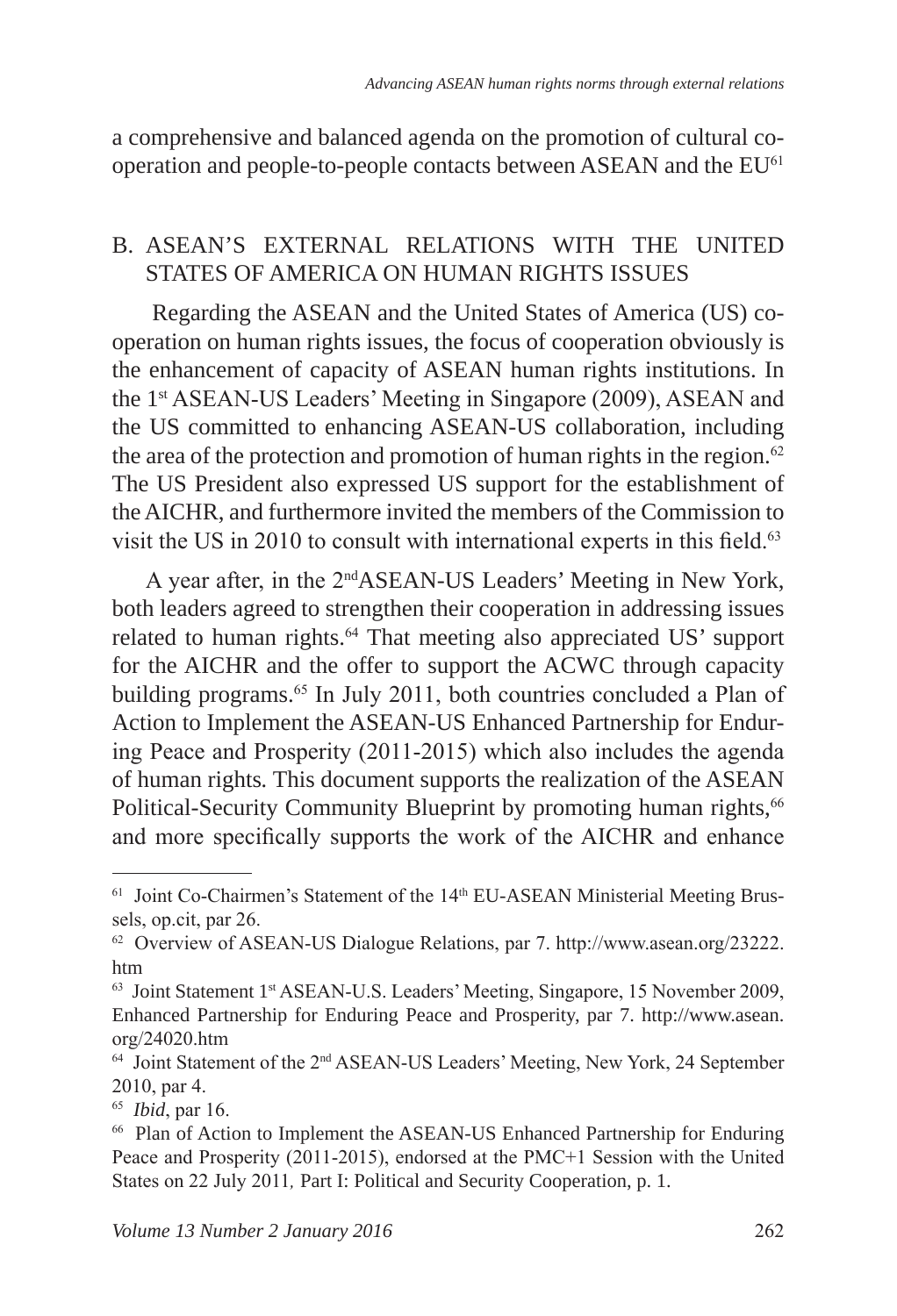a comprehensive and balanced agenda on the promotion of cultural cooperation and people-to-people contacts between ASEAN and the EU[61]

## B. ASEAN'S EXTERNAL RELATIONS WITH THE UNITED STATES OF AMERICA ON HUMAN RIGHTS ISSUES

Regarding the ASEAN and the United States of America (US) cooperation on human rights issues, the focus of cooperation obviously is the enhancement of capacity of ASEAN human rights institutions. In the 1st ASEAN-US Leaders' Meeting in Singapore (2009), ASEAN and the US committed to enhancing ASEAN-US collaboration, including the area of the protection and promotion of human rights in the region.[62] The US President also expressed US support for the establishment of the AICHR, and furthermore invited the members of the Commission to visit the US in 2010 to consult with international experts in this field.[63]

A year after, in the 2ndASEAN-US Leaders' Meeting in New York, both leaders agreed to strengthen their cooperation in addressing issues related to human rights.[64] That meeting also appreciated US' support for the AICHR and the offer to support the ACWC through capacity building programs.[65] In July 2011, both countries concluded a Plan of Action to Implement the ASEAN-US Enhanced Partnership for Enduring Peace and Prosperity (2011-2015) which also includes the agenda of human rights. This document supports the realization of the ASEAN Political-Security Community Blueprint by promoting human rights,[66] and more specifically supports the work of the AICHR and enhance

---

[61] Joint Co-Chairmen's Statement of the 14th EU-ASEAN Ministerial Meeting Brussels, op.cit, par 26.

[62] Overview of ASEAN-US Dialogue Relations, par 7. http://www.asean.org/23222.htm

[63] Joint Statement 1st ASEAN-U.S. Leaders' Meeting, Singapore, 15 November 2009, Enhanced Partnership for Enduring Peace and Prosperity, par 7. http://www.asean.org/24020.htm

[64] Joint Statement of the 2nd ASEAN-US Leaders' Meeting, New York, 24 September 2010, par 4.

[65] *Ibid*, par 16.

[66] Plan of Action to Implement the ASEAN-US Enhanced Partnership for Enduring Peace and Prosperity (2011-2015), endorsed at the PMC+1 Session with the United States on 22 July 2011, Part I: Political and Security Cooperation, p. 1.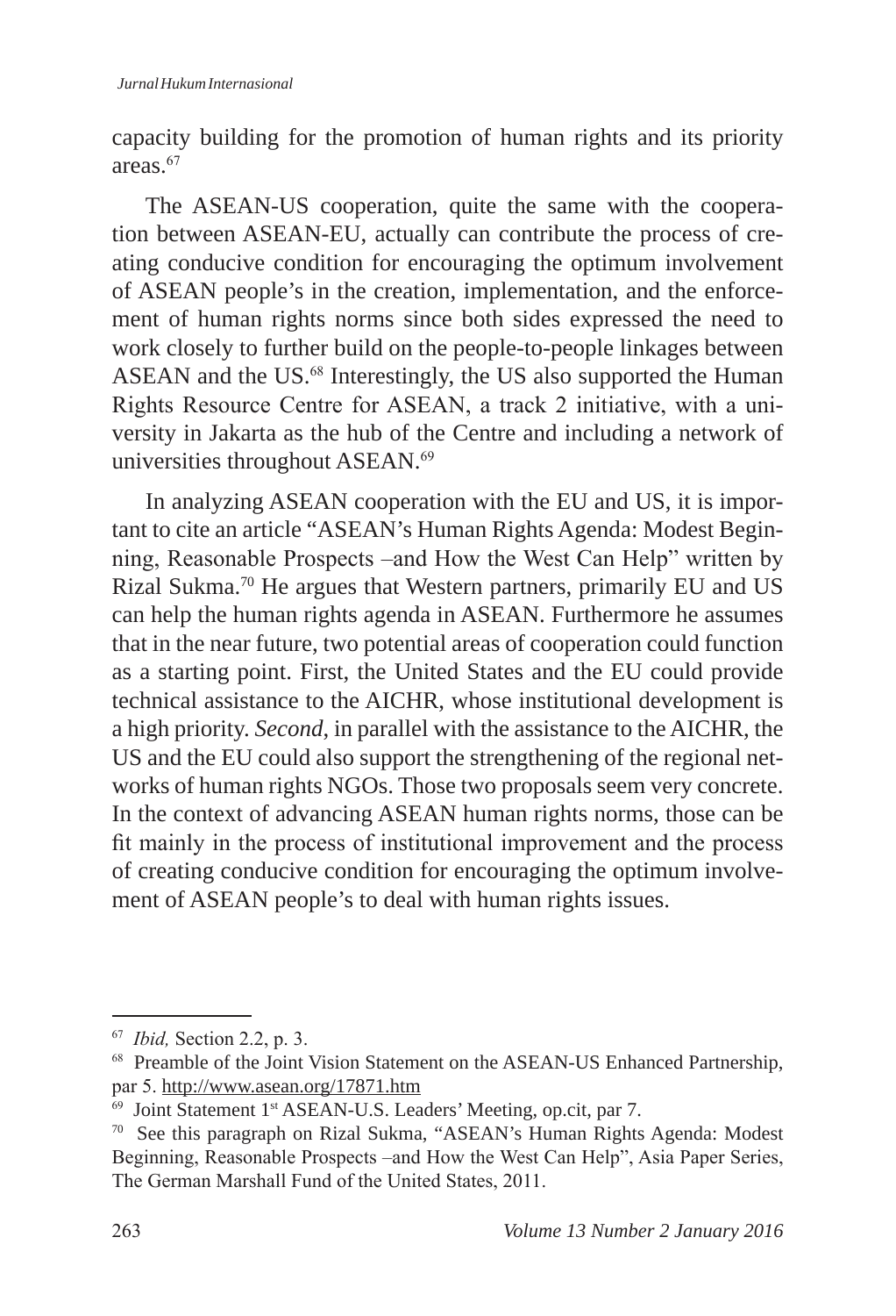capacity building for the promotion of human rights and its priority areas.[67]

The ASEAN-US cooperation, quite the same with the cooperation between ASEAN-EU, actually can contribute the process of creating conducive condition for encouraging the optimum involvement of ASEAN people's in the creation, implementation, and the enforcement of human rights norms since both sides expressed the need to work closely to further build on the people-to-people linkages between ASEAN and the US.[68] Interestingly, the US also supported the Human Rights Resource Centre for ASEAN, a track 2 initiative, with a university in Jakarta as the hub of the Centre and including a network of universities throughout ASEAN.[69]

In analyzing ASEAN cooperation with the EU and US, it is important to cite an article "ASEAN's Human Rights Agenda: Modest Beginning, Reasonable Prospects –and How the West Can Help" written by Rizal Sukma.[70] He argues that Western partners, primarily EU and US can help the human rights agenda in ASEAN. Furthermore he assumes that in the near future, two potential areas of cooperation could function as a starting point. First, the United States and the EU could provide technical assistance to the AICHR, whose institutional development is a high priority. *Second*, in parallel with the assistance to the AICHR, the US and the EU could also support the strengthening of the regional networks of human rights NGOs. Those two proposals seem very concrete. In the context of advancing ASEAN human rights norms, those can be fit mainly in the process of institutional improvement and the process of creating conducive condition for encouraging the optimum involvement of ASEAN people's to deal with human rights issues.

---

[67] *Ibid,* Section 2.2, p. 3.

[68] Preamble of the Joint Vision Statement on the ASEAN-US Enhanced Partnership, par 5. http://www.asean.org/17871.htm

[69] Joint Statement 1st ASEAN-U.S. Leaders' Meeting, op.cit, par 7.

[70] See this paragraph on Rizal Sukma, "ASEAN's Human Rights Agenda: Modest Beginning, Reasonable Prospects –and How the West Can Help", Asia Paper Series, The German Marshall Fund of the United States, 2011.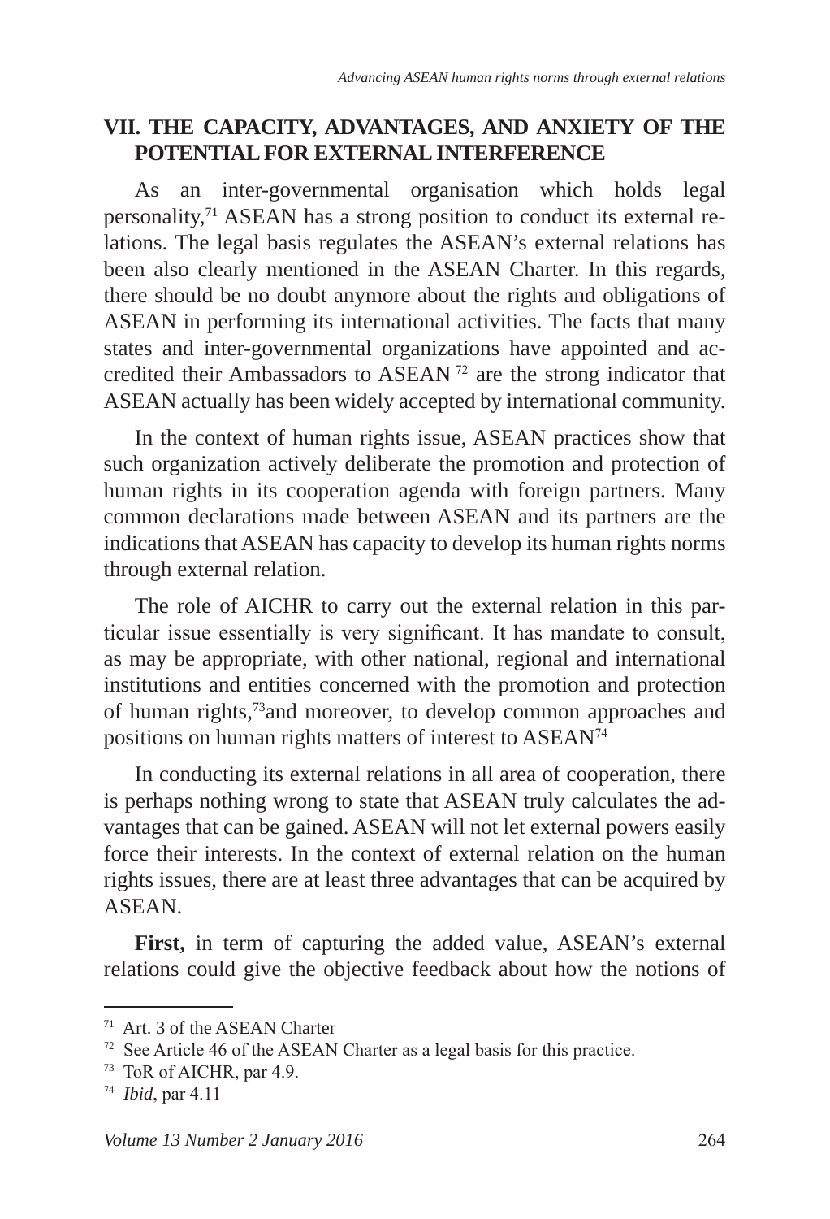## VII. THE CAPACITY, ADVANTAGES, AND ANXIETY OF THE POTENTIAL FOR EXTERNAL INTERFERENCE

As an inter-governmental organisation which holds legal personality,[71] ASEAN has a strong position to conduct its external relations. The legal basis regulates the ASEAN's external relations has been also clearly mentioned in the ASEAN Charter. In this regards, there should be no doubt anymore about the rights and obligations of ASEAN in performing its international activities. The facts that many states and inter-governmental organizations have appointed and accredited their Ambassadors to ASEAN [72] are the strong indicator that ASEAN actually has been widely accepted by international community.

In the context of human rights issue, ASEAN practices show that such organization actively deliberate the promotion and protection of human rights in its cooperation agenda with foreign partners. Many common declarations made between ASEAN and its partners are the indications that ASEAN has capacity to develop its human rights norms through external relation.

The role of AICHR to carry out the external relation in this particular issue essentially is very significant. It has mandate to consult, as may be appropriate, with other national, regional and international institutions and entities concerned with the promotion and protection of human rights,[73]and moreover, to develop common approaches and positions on human rights matters of interest to ASEAN[74]

In conducting its external relations in all area of cooperation, there is perhaps nothing wrong to state that ASEAN truly calculates the advantages that can be gained. ASEAN will not let external powers easily force their interests. In the context of external relation on the human rights issues, there are at least three advantages that can be acquired by ASEAN.

**First,** in term of capturing the added value, ASEAN's external relations could give the objective feedback about how the notions of

---

[71] Art. 3 of the ASEAN Charter

[72] See Article 46 of the ASEAN Charter as a legal basis for this practice.

[73] ToR of AICHR, par 4.9.

[74] *Ibid*, par 4.11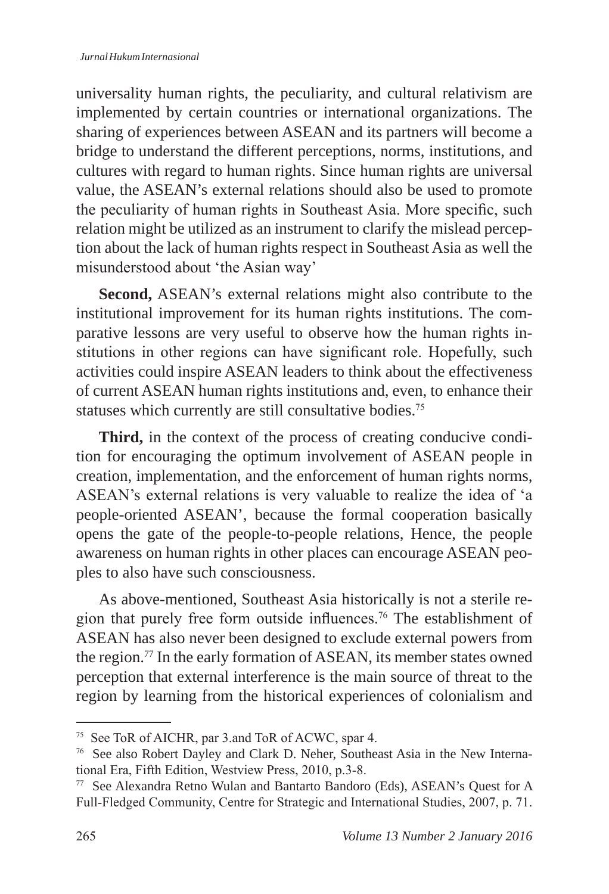universality human rights, the peculiarity, and cultural relativism are implemented by certain countries or international organizations. The sharing of experiences between ASEAN and its partners will become a bridge to understand the different perceptions, norms, institutions, and cultures with regard to human rights. Since human rights are universal value, the ASEAN's external relations should also be used to promote the peculiarity of human rights in Southeast Asia. More specific, such relation might be utilized as an instrument to clarify the mislead perception about the lack of human rights respect in Southeast Asia as well the misunderstood about 'the Asian way'

**Second,** ASEAN's external relations might also contribute to the institutional improvement for its human rights institutions. The comparative lessons are very useful to observe how the human rights institutions in other regions can have significant role. Hopefully, such activities could inspire ASEAN leaders to think about the effectiveness of current ASEAN human rights institutions and, even, to enhance their statuses which currently are still consultative bodies.[75]

**Third,** in the context of the process of creating conducive condition for encouraging the optimum involvement of ASEAN people in creation, implementation, and the enforcement of human rights norms, ASEAN's external relations is very valuable to realize the idea of 'a people-oriented ASEAN', because the formal cooperation basically opens the gate of the people-to-people relations, Hence, the people awareness on human rights in other places can encourage ASEAN peoples to also have such consciousness.

As above-mentioned, Southeast Asia historically is not a sterile region that purely free form outside influences.[76] The establishment of ASEAN has also never been designed to exclude external powers from the region.[77] In the early formation of ASEAN, its member states owned perception that external interference is the main source of threat to the region by learning from the historical experiences of colonialism and

---

[75] See ToR of AICHR, par 3.and ToR of ACWC, spar 4.

[76] See also Robert Dayley and Clark D. Neher, Southeast Asia in the New International Era, Fifth Edition, Westview Press, 2010, p.3-8.

[77] See Alexandra Retno Wulan and Bantarto Bandoro (Eds), ASEAN's Quest for A Full-Fledged Community, Centre for Strategic and International Studies, 2007, p. 71.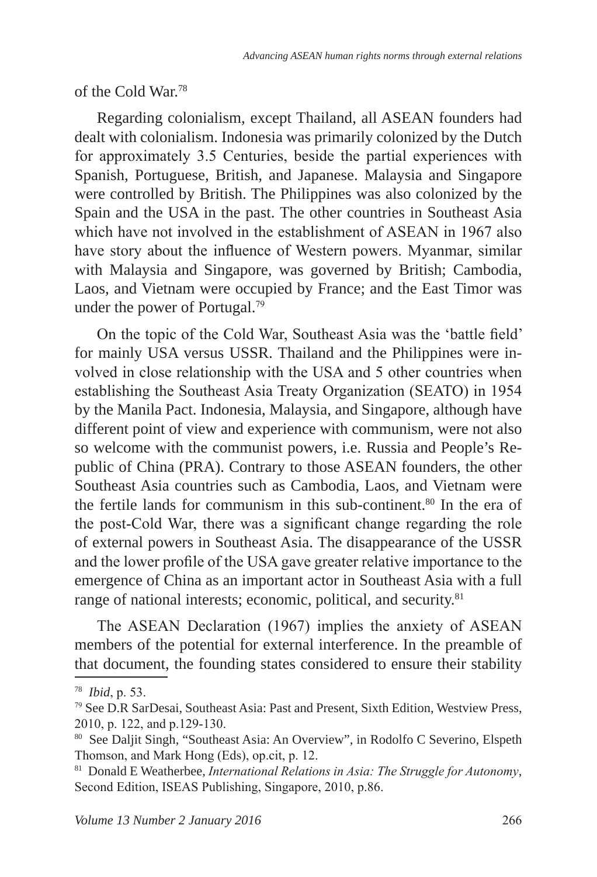of the Cold War.[78]

Regarding colonialism, except Thailand, all ASEAN founders had dealt with colonialism. Indonesia was primarily colonized by the Dutch for approximately 3.5 Centuries, beside the partial experiences with Spanish, Portuguese, British, and Japanese. Malaysia and Singapore were controlled by British. The Philippines was also colonized by the Spain and the USA in the past. The other countries in Southeast Asia which have not involved in the establishment of ASEAN in 1967 also have story about the influence of Western powers. Myanmar, similar with Malaysia and Singapore, was governed by British; Cambodia, Laos, and Vietnam were occupied by France; and the East Timor was under the power of Portugal.[79]

On the topic of the Cold War, Southeast Asia was the 'battle field' for mainly USA versus USSR. Thailand and the Philippines were involved in close relationship with the USA and 5 other countries when establishing the Southeast Asia Treaty Organization (SEATO) in 1954 by the Manila Pact. Indonesia, Malaysia, and Singapore, although have different point of view and experience with communism, were not also so welcome with the communist powers, i.e. Russia and People's Republic of China (PRA). Contrary to those ASEAN founders, the other Southeast Asia countries such as Cambodia, Laos, and Vietnam were the fertile lands for communism in this sub-continent.[80] In the era of the post-Cold War, there was a significant change regarding the role of external powers in Southeast Asia. The disappearance of the USSR and the lower profile of the USA gave greater relative importance to the emergence of China as an important actor in Southeast Asia with a full range of national interests; economic, political, and security.[81]

The ASEAN Declaration (1967) implies the anxiety of ASEAN members of the potential for external interference. In the preamble of that document, the founding states considered to ensure their stability

---

[78] *Ibid*, p. 53.

[79] See D.R SarDesai, Southeast Asia: Past and Present, Sixth Edition, Westview Press, 2010, p. 122, and p.129-130.

[80] See Daljit Singh, "Southeast Asia: An Overview", in Rodolfo C Severino, Elspeth Thomson, and Mark Hong (Eds), op.cit, p. 12.

[81] Donald E Weatherbee, *International Relations in Asia: The Struggle for Autonomy*, Second Edition, ISEAS Publishing, Singapore, 2010, p.86.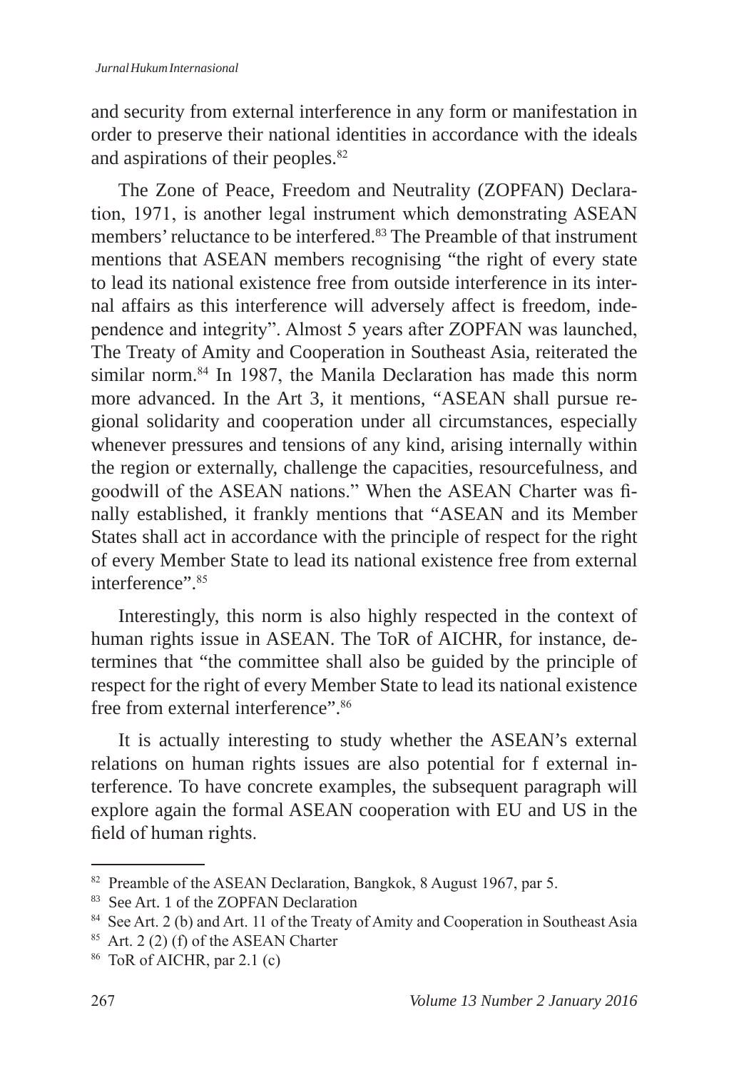and security from external interference in any form or manifestation in order to preserve their national identities in accordance with the ideals and aspirations of their peoples.[82]

The Zone of Peace, Freedom and Neutrality (ZOPFAN) Declaration, 1971, is another legal instrument which demonstrating ASEAN members' reluctance to be interfered.[83] The Preamble of that instrument mentions that ASEAN members recognising "the right of every state to lead its national existence free from outside interference in its internal affairs as this interference will adversely affect is freedom, independence and integrity". Almost 5 years after ZOPFAN was launched, The Treaty of Amity and Cooperation in Southeast Asia, reiterated the similar norm.[84] In 1987, the Manila Declaration has made this norm more advanced. In the Art 3, it mentions, "ASEAN shall pursue regional solidarity and cooperation under all circumstances, especially whenever pressures and tensions of any kind, arising internally within the region or externally, challenge the capacities, resourcefulness, and goodwill of the ASEAN nations." When the ASEAN Charter was finally established, it frankly mentions that "ASEAN and its Member States shall act in accordance with the principle of respect for the right of every Member State to lead its national existence free from external interference".[85]

Interestingly, this norm is also highly respected in the context of human rights issue in ASEAN. The ToR of AICHR, for instance, determines that "the committee shall also be guided by the principle of respect for the right of every Member State to lead its national existence free from external interference".[86]

It is actually interesting to study whether the ASEAN's external relations on human rights issues are also potential for f external interference. To have concrete examples, the subsequent paragraph will explore again the formal ASEAN cooperation with EU and US in the field of human rights.

---

[82] Preamble of the ASEAN Declaration, Bangkok, 8 August 1967, par 5.

[83] See Art. 1 of the ZOPFAN Declaration

[84] See Art. 2 (b) and Art. 11 of the Treaty of Amity and Cooperation in Southeast Asia

[85] Art. 2 (2) (f) of the ASEAN Charter

[86] ToR of AICHR, par 2.1 (c)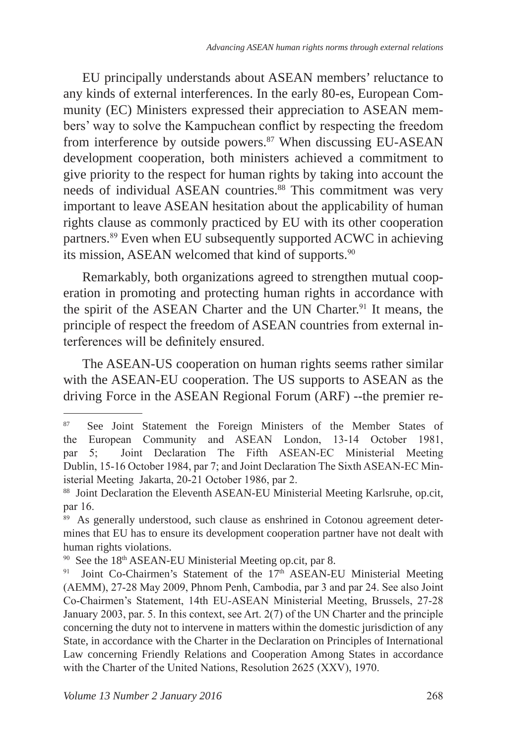EU principally understands about ASEAN members' reluctance to any kinds of external interferences. In the early 80-es, European Community (EC) Ministers expressed their appreciation to ASEAN members' way to solve the Kampuchean conflict by respecting the freedom from interference by outside powers.[87] When discussing EU-ASEAN development cooperation, both ministers achieved a commitment to give priority to the respect for human rights by taking into account the needs of individual ASEAN countries.[88] This commitment was very important to leave ASEAN hesitation about the applicability of human rights clause as commonly practiced by EU with its other cooperation partners.[89] Even when EU subsequently supported ACWC in achieving its mission, ASEAN welcomed that kind of supports.[90]

Remarkably, both organizations agreed to strengthen mutual cooperation in promoting and protecting human rights in accordance with the spirit of the ASEAN Charter and the UN Charter.[91] It means, the principle of respect the freedom of ASEAN countries from external interferences will be definitely ensured.

The ASEAN-US cooperation on human rights seems rather similar with the ASEAN-EU cooperation. The US supports to ASEAN as the driving Force in the ASEAN Regional Forum (ARF) --the premier re-

---

[87] See Joint Statement the Foreign Ministers of the Member States of the European Community and ASEAN London, 13-14 October 1981, par 5; Joint Declaration The Fifth ASEAN-EC Ministerial Meeting Dublin, 15-16 October 1984, par 7; and Joint Declaration The Sixth ASEAN-EC Ministerial Meeting Jakarta, 20-21 October 1986, par 2.

[88] Joint Declaration the Eleventh ASEAN-EU Ministerial Meeting Karlsruhe, op.cit, par 16.

[89] As generally understood, such clause as enshrined in Cotonou agreement determines that EU has to ensure its development cooperation partner have not dealt with human rights violations.

[90] See the 18th ASEAN-EU Ministerial Meeting op.cit, par 8.

[91] Joint Co-Chairmen's Statement of the 17th ASEAN-EU Ministerial Meeting (AEMM), 27-28 May 2009, Phnom Penh, Cambodia, par 3 and par 24. See also Joint Co-Chairmen's Statement, 14th EU-ASEAN Ministerial Meeting, Brussels, 27-28 January 2003, par. 5. In this context, see Art. 2(7) of the UN Charter and the principle concerning the duty not to intervene in matters within the domestic jurisdiction of any State, in accordance with the Charter in the Declaration on Principles of International Law concerning Friendly Relations and Cooperation Among States in accordance with the Charter of the United Nations, Resolution 2625 (XXV), 1970.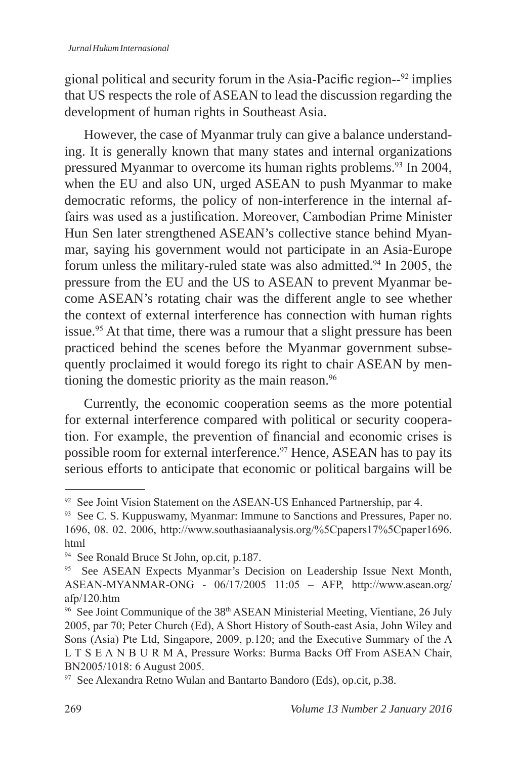gional political and security forum in the Asia-Pacific region--[92] implies that US respects the role of ASEAN to lead the discussion regarding the development of human rights in Southeast Asia.

However, the case of Myanmar truly can give a balance understanding. It is generally known that many states and internal organizations pressured Myanmar to overcome its human rights problems.[93] In 2004, when the EU and also UN, urged ASEAN to push Myanmar to make democratic reforms, the policy of non-interference in the internal affairs was used as a justification. Moreover, Cambodian Prime Minister Hun Sen later strengthened ASEAN's collective stance behind Myanmar, saying his government would not participate in an Asia-Europe forum unless the military-ruled state was also admitted.[94] In 2005, the pressure from the EU and the US to ASEAN to prevent Myanmar become ASEAN's rotating chair was the different angle to see whether the context of external interference has connection with human rights issue.[95] At that time, there was a rumour that a slight pressure has been practiced behind the scenes before the Myanmar government subsequently proclaimed it would forego its right to chair ASEAN by mentioning the domestic priority as the main reason.[96]

Currently, the economic cooperation seems as the more potential for external interference compared with political or security cooperation. For example, the prevention of financial and economic crises is possible room for external interference.[97] Hence, ASEAN has to pay its serious efforts to anticipate that economic or political bargains will be

---

[92] See Joint Vision Statement on the ASEAN-US Enhanced Partnership, par 4.

[93] See C. S. Kuppuswamy, Myanmar: Immune to Sanctions and Pressures, Paper no. 1696, 08. 02. 2006, http://www.southasiaanalysis.org/%5Cpapers17%5Cpaper1696.html

[94] See Ronald Bruce St John, op.cit, p.187.

[95] See ASEAN Expects Myanmar's Decision on Leadership Issue Next Month, ASEAN-MYANMAR-ONG - 06/17/2005 11:05 – AFP, http://www.asean.org/afp/120.htm

[96] See Joint Communique of the 38th ASEAN Ministerial Meeting, Vientiane, 26 July 2005, par 70; Peter Church (Ed), A Short History of South-east Asia, John Wiley and Sons (Asia) Pte Ltd, Singapore, 2009, p.120; and the Executive Summary of the Λ L T S E Λ N B U R M A, Pressure Works: Burma Backs Off From ASEAN Chair, BN2005/1018: 6 August 2005.

[97] See Alexandra Retno Wulan and Bantarto Bandoro (Eds), op.cit, p.38.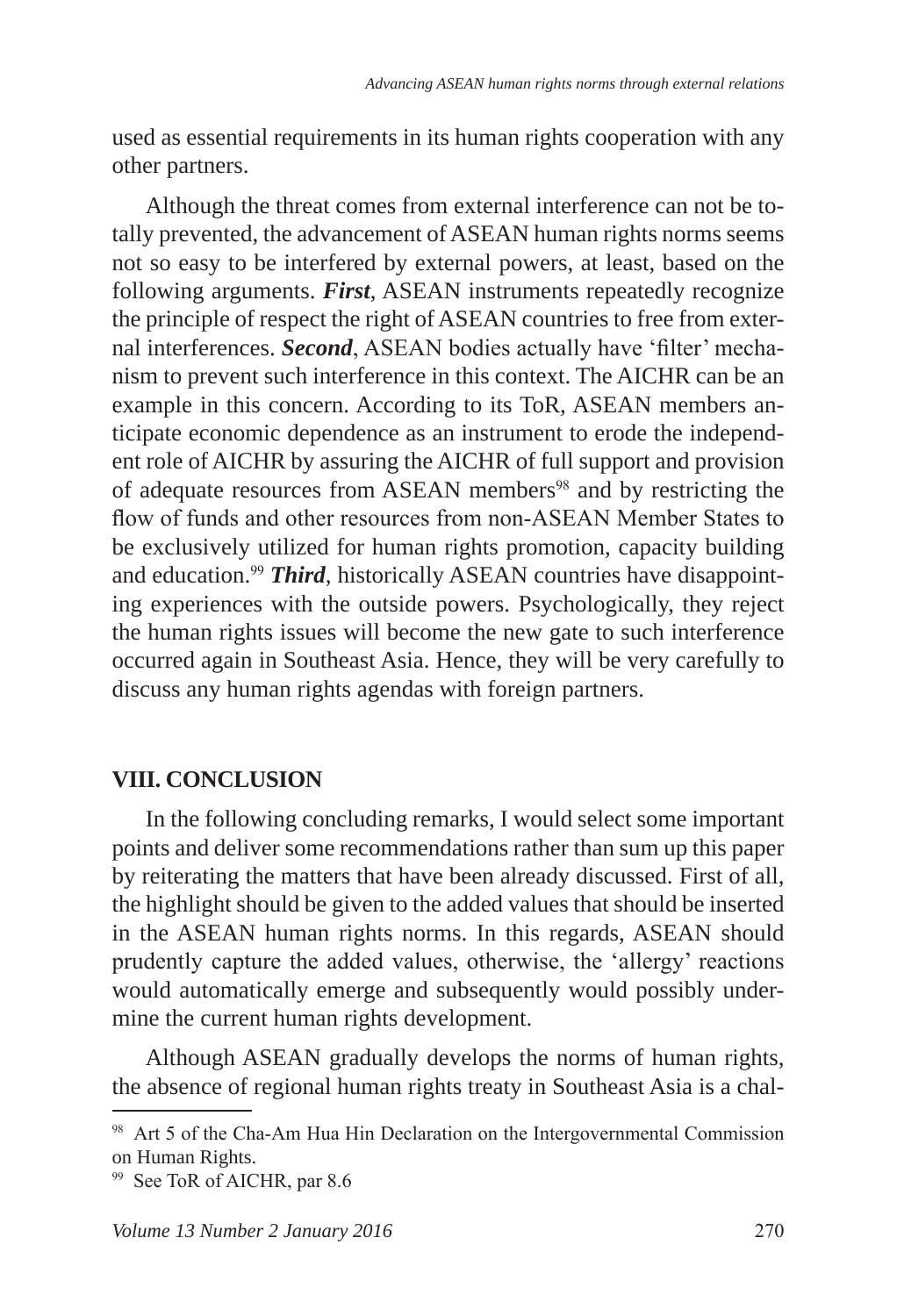used as essential requirements in its human rights cooperation with any other partners.

Although the threat comes from external interference can not be totally prevented, the advancement of ASEAN human rights norms seems not so easy to be interfered by external powers, at least, based on the following arguments. ***First***, ASEAN instruments repeatedly recognize the principle of respect the right of ASEAN countries to free from external interferences. ***Second***, ASEAN bodies actually have 'filter' mechanism to prevent such interference in this context. The AICHR can be an example in this concern. According to its ToR, ASEAN members anticipate economic dependence as an instrument to erode the independent role of AICHR by assuring the AICHR of full support and provision of adequate resources from ASEAN members[98] and by restricting the flow of funds and other resources from non-ASEAN Member States to be exclusively utilized for human rights promotion, capacity building and education.[99] ***Third***, historically ASEAN countries have disappointing experiences with the outside powers. Psychologically, they reject the human rights issues will become the new gate to such interference occurred again in Southeast Asia. Hence, they will be very carefully to discuss any human rights agendas with foreign partners.

## VIII. CONCLUSION

In the following concluding remarks, I would select some important points and deliver some recommendations rather than sum up this paper by reiterating the matters that have been already discussed. First of all, the highlight should be given to the added values that should be inserted in the ASEAN human rights norms. In this regards, ASEAN should prudently capture the added values, otherwise, the 'allergy' reactions would automatically emerge and subsequently would possibly undermine the current human rights development.

Although ASEAN gradually develops the norms of human rights, the absence of regional human rights treaty in Southeast Asia is a chal-

---

[98] Art 5 of the Cha-Am Hua Hin Declaration on the Intergovernmental Commission on Human Rights.

[99] See ToR of AICHR, par 8.6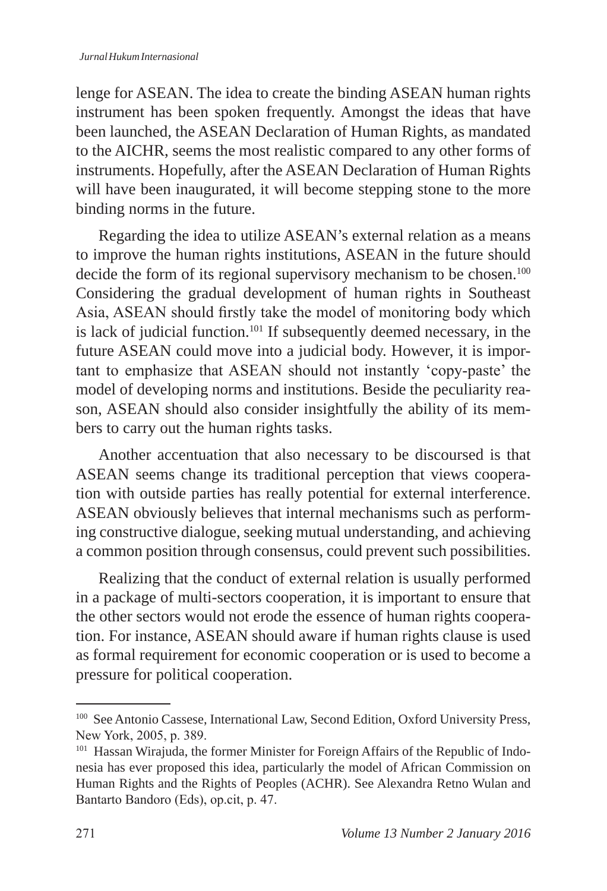lenge for ASEAN. The idea to create the binding ASEAN human rights instrument has been spoken frequently. Amongst the ideas that have been launched, the ASEAN Declaration of Human Rights, as mandated to the AICHR, seems the most realistic compared to any other forms of instruments. Hopefully, after the ASEAN Declaration of Human Rights will have been inaugurated, it will become stepping stone to the more binding norms in the future.

Regarding the idea to utilize ASEAN's external relation as a means to improve the human rights institutions, ASEAN in the future should decide the form of its regional supervisory mechanism to be chosen.[100] Considering the gradual development of human rights in Southeast Asia, ASEAN should firstly take the model of monitoring body which is lack of judicial function.[101] If subsequently deemed necessary, in the future ASEAN could move into a judicial body. However, it is important to emphasize that ASEAN should not instantly 'copy-paste' the model of developing norms and institutions. Beside the peculiarity reason, ASEAN should also consider insightfully the ability of its members to carry out the human rights tasks.

Another accentuation that also necessary to be discoursed is that ASEAN seems change its traditional perception that views cooperation with outside parties has really potential for external interference. ASEAN obviously believes that internal mechanisms such as performing constructive dialogue, seeking mutual understanding, and achieving a common position through consensus, could prevent such possibilities.

Realizing that the conduct of external relation is usually performed in a package of multi-sectors cooperation, it is important to ensure that the other sectors would not erode the essence of human rights cooperation. For instance, ASEAN should aware if human rights clause is used as formal requirement for economic cooperation or is used to become a pressure for political cooperation.

---

[100] See Antonio Cassese, International Law, Second Edition, Oxford University Press, New York, 2005, p. 389.

[101] Hassan Wirajuda, the former Minister for Foreign Affairs of the Republic of Indonesia has ever proposed this idea, particularly the model of African Commission on Human Rights and the Rights of Peoples (ACHR). See Alexandra Retno Wulan and Bantarto Bandoro (Eds), op.cit, p. 47.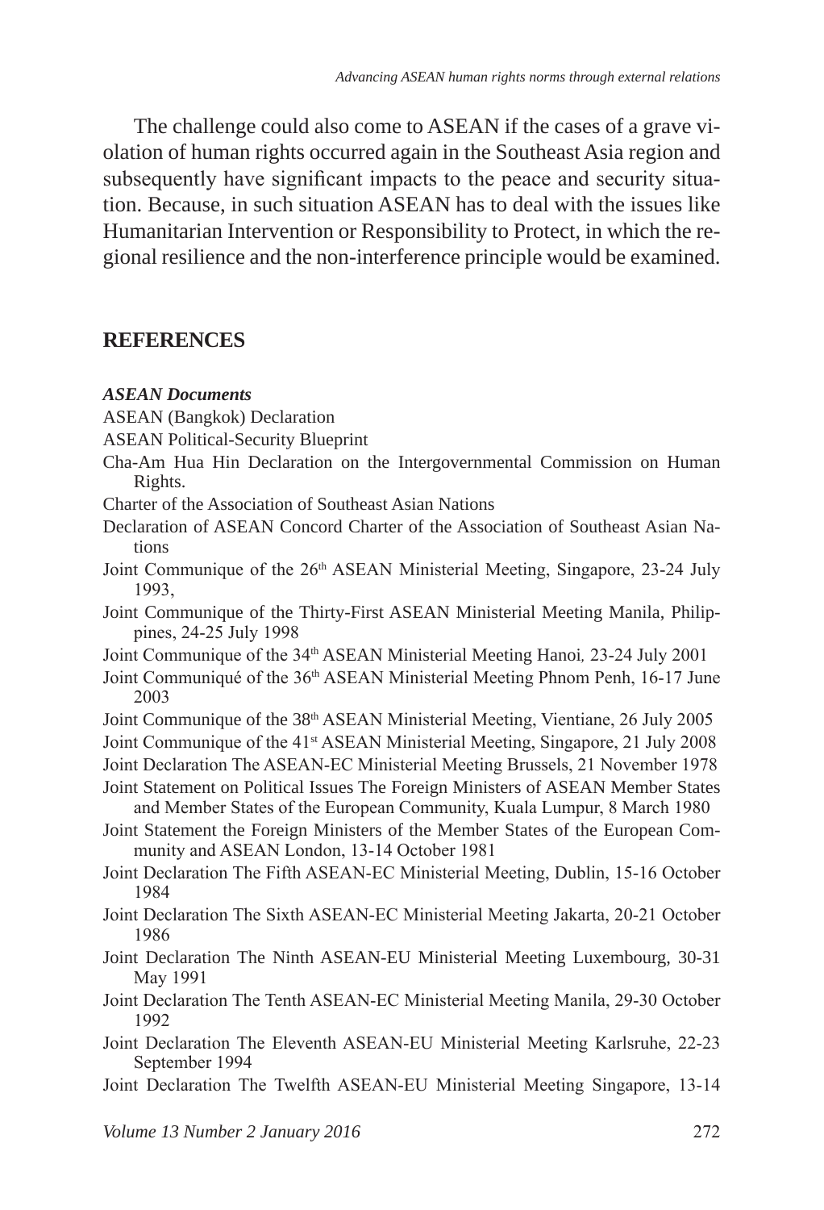The challenge could also come to ASEAN if the cases of a grave violation of human rights occurred again in the Southeast Asia region and subsequently have significant impacts to the peace and security situation. Because, in such situation ASEAN has to deal with the issues like Humanitarian Intervention or Responsibility to Protect, in which the regional resilience and the non-interference principle would be examined.

## REFERENCES

***ASEAN Documents***

ASEAN (Bangkok) Declaration

ASEAN Political-Security Blueprint

Cha-Am Hua Hin Declaration on the Intergovernmental Commission on Human Rights.

Charter of the Association of Southeast Asian Nations

Declaration of ASEAN Concord Charter of the Association of Southeast Asian Nations

Joint Communique of the 26th ASEAN Ministerial Meeting, Singapore, 23-24 July 1993,

Joint Communique of the Thirty-First ASEAN Ministerial Meeting Manila, Philippines, 24-25 July 1998

Joint Communique of the 34th ASEAN Ministerial Meeting Hanoi*,* 23-24 July 2001

Joint Communiqué of the 36th ASEAN Ministerial Meeting Phnom Penh, 16-17 June 2003

Joint Communique of the 38th ASEAN Ministerial Meeting, Vientiane, 26 July 2005

Joint Communique of the 41st ASEAN Ministerial Meeting, Singapore, 21 July 2008

Joint Declaration The ASEAN-EC Ministerial Meeting Brussels, 21 November 1978

Joint Statement on Political Issues The Foreign Ministers of ASEAN Member States and Member States of the European Community, Kuala Lumpur, 8 March 1980

Joint Statement the Foreign Ministers of the Member States of the European Community and ASEAN London, 13-14 October 1981

Joint Declaration The Fifth ASEAN-EC Ministerial Meeting, Dublin, 15-16 October 1984

Joint Declaration The Sixth ASEAN-EC Ministerial Meeting Jakarta, 20-21 October 1986

Joint Declaration The Ninth ASEAN-EU Ministerial Meeting Luxembourg, 30-31 May 1991

Joint Declaration The Tenth ASEAN-EC Ministerial Meeting Manila, 29-30 October 1992

Joint Declaration The Eleventh ASEAN-EU Ministerial Meeting Karlsruhe, 22-23 September 1994

Joint Declaration The Twelfth ASEAN-EU Ministerial Meeting Singapore, 13-14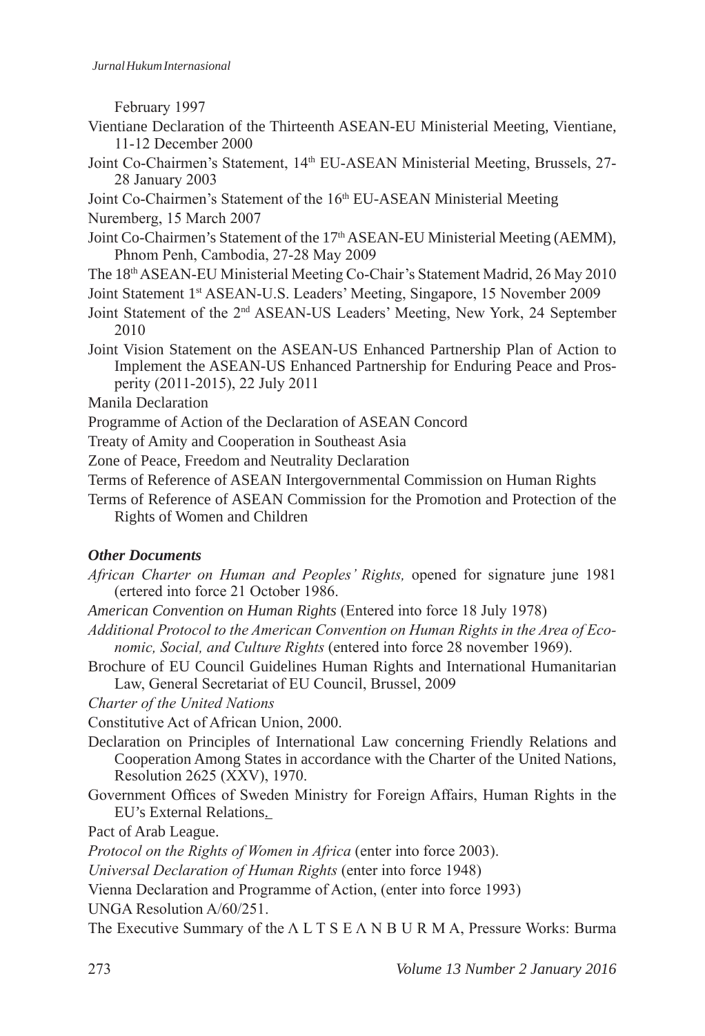February 1997

Vientiane Declaration of the Thirteenth ASEAN-EU Ministerial Meeting, Vientiane, 11-12 December 2000

Joint Co-Chairmen's Statement, 14th EU-ASEAN Ministerial Meeting, Brussels, 27-28 January 2003

Joint Co-Chairmen's Statement of the 16th EU-ASEAN Ministerial Meeting

Nuremberg, 15 March 2007

Joint Co-Chairmen's Statement of the 17th ASEAN-EU Ministerial Meeting (AEMM), Phnom Penh, Cambodia, 27-28 May 2009

The 18th ASEAN-EU Ministerial Meeting Co-Chair's Statement Madrid, 26 May 2010

Joint Statement 1st ASEAN-U.S. Leaders' Meeting, Singapore, 15 November 2009

Joint Statement of the 2nd ASEAN-US Leaders' Meeting, New York, 24 September 2010

Joint Vision Statement on the ASEAN-US Enhanced Partnership Plan of Action to Implement the ASEAN-US Enhanced Partnership for Enduring Peace and Prosperity (2011-2015), 22 July 2011

Manila Declaration

Programme of Action of the Declaration of ASEAN Concord

Treaty of Amity and Cooperation in Southeast Asia

Zone of Peace, Freedom and Neutrality Declaration

Terms of Reference of ASEAN Intergovernmental Commission on Human Rights

Terms of Reference of ASEAN Commission for the Promotion and Protection of the Rights of Women and Children

### *Other Documents*

*African Charter on Human and Peoples' Rights,* opened for signature june 1981 (ertered into force 21 October 1986.

*American Convention on Human Rights* (Entered into force 18 July 1978)

*Additional Protocol to the American Convention on Human Rights in the Area of Economic, Social, and Culture Rights* (entered into force 28 november 1969).

Brochure of EU Council Guidelines Human Rights and International Humanitarian Law, General Secretariat of EU Council, Brussel, 2009

*Charter of the United Nations*

Constitutive Act of African Union, 2000.

Declaration on Principles of International Law concerning Friendly Relations and Cooperation Among States in accordance with the Charter of the United Nations, Resolution 2625 (XXV), 1970.

Government Offices of Sweden Ministry for Foreign Affairs, Human Rights in the EU's External Relations.

Pact of Arab League.

*Protocol on the Rights of Women in Africa* (enter into force 2003).

*Universal Declaration of Human Rights* (enter into force 1948)

Vienna Declaration and Programme of Action, (enter into force 1993)

UNGA Resolution A/60/251.

The Executive Summary of the Λ L T S E Λ N B U R M A, Pressure Works: Burma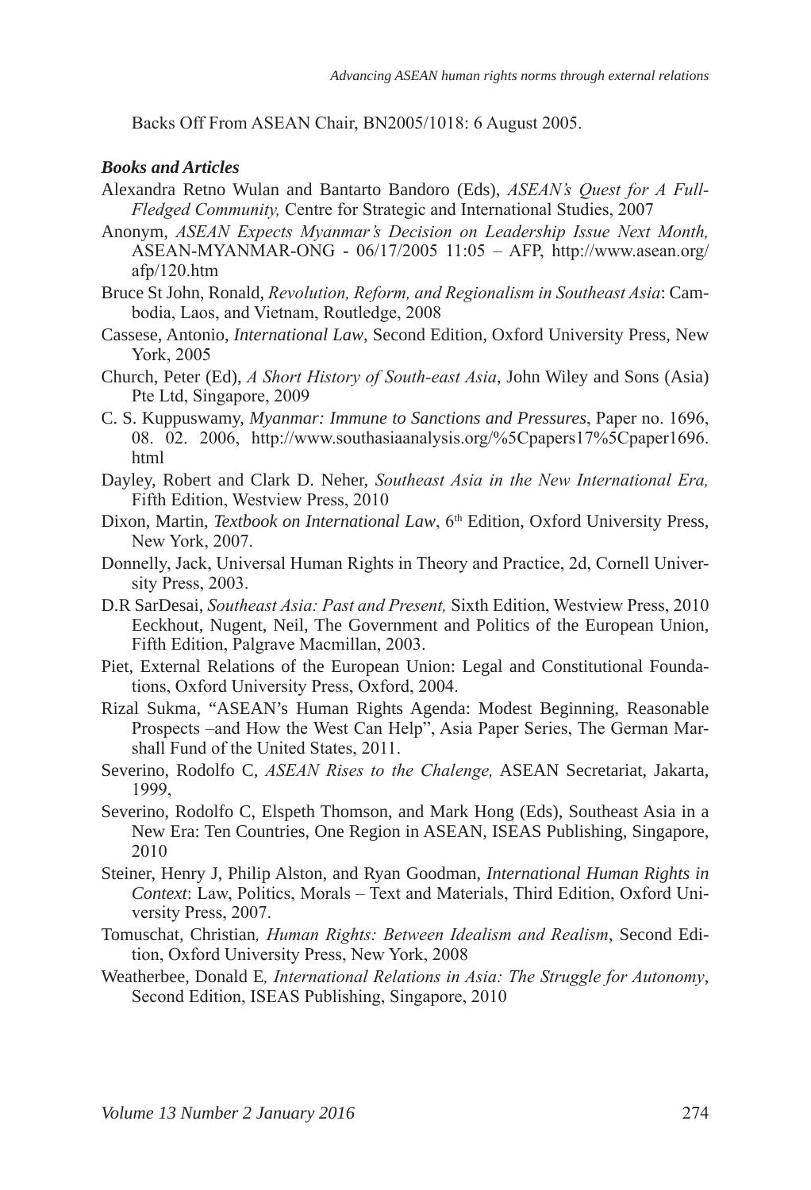Backs Off From ASEAN Chair, BN2005/1018: 6 August 2005.

***Books and Articles***

Alexandra Retno Wulan and Bantarto Bandoro (Eds), *ASEAN's Quest for A Full-Fledged Community,* Centre for Strategic and International Studies, 2007

Anonym, *ASEAN Expects Myanmar's Decision on Leadership Issue Next Month,* ASEAN-MYANMAR-ONG - 06/17/2005 11:05 – AFP, http://www.asean.org/afp/120.htm

Bruce St John, Ronald, *Revolution, Reform, and Regionalism in Southeast Asia*: Cambodia, Laos, and Vietnam, Routledge, 2008

Cassese, Antonio, *International Law*, Second Edition, Oxford University Press, New York, 2005

Church, Peter (Ed), *A Short History of South-east Asia*, John Wiley and Sons (Asia) Pte Ltd, Singapore, 2009

C. S. Kuppuswamy, *Myanmar: Immune to Sanctions and Pressures*, Paper no. 1696, 08. 02. 2006, http://www.southasiaanalysis.org/%5Cpapers17%5Cpaper1696.html

Dayley, Robert and Clark D. Neher, *Southeast Asia in the New International Era,* Fifth Edition, Westview Press, 2010

Dixon, Martin, *Textbook on International Law*, 6th Edition, Oxford University Press, New York, 2007.

Donnelly, Jack, Universal Human Rights in Theory and Practice, 2d, Cornell University Press, 2003.

D.R SarDesai, *Southeast Asia: Past and Present,* Sixth Edition, Westview Press, 2010 Eeckhout, Nugent, Neil, The Government and Politics of the European Union, Fifth Edition, Palgrave Macmillan, 2003.

Piet, External Relations of the European Union: Legal and Constitutional Foundations, Oxford University Press, Oxford, 2004.

Rizal Sukma, "ASEAN's Human Rights Agenda: Modest Beginning, Reasonable Prospects –and How the West Can Help", Asia Paper Series, The German Marshall Fund of the United States, 2011.

Severino, Rodolfo C, *ASEAN Rises to the Chalenge,* ASEAN Secretariat, Jakarta, 1999,

Severino, Rodolfo C, Elspeth Thomson, and Mark Hong (Eds), Southeast Asia in a New Era: Ten Countries, One Region in ASEAN, ISEAS Publishing, Singapore, 2010

Steiner, Henry J, Philip Alston, and Ryan Goodman, *International Human Rights in Context*: Law, Politics, Morals – Text and Materials, Third Edition, Oxford University Press, 2007.

Tomuschat, Christian*, Human Rights: Between Idealism and Realism*, Second Edition, Oxford University Press, New York, 2008

Weatherbee, Donald E*, International Relations in Asia: The Struggle for Autonomy*, Second Edition, ISEAS Publishing, Singapore, 2010